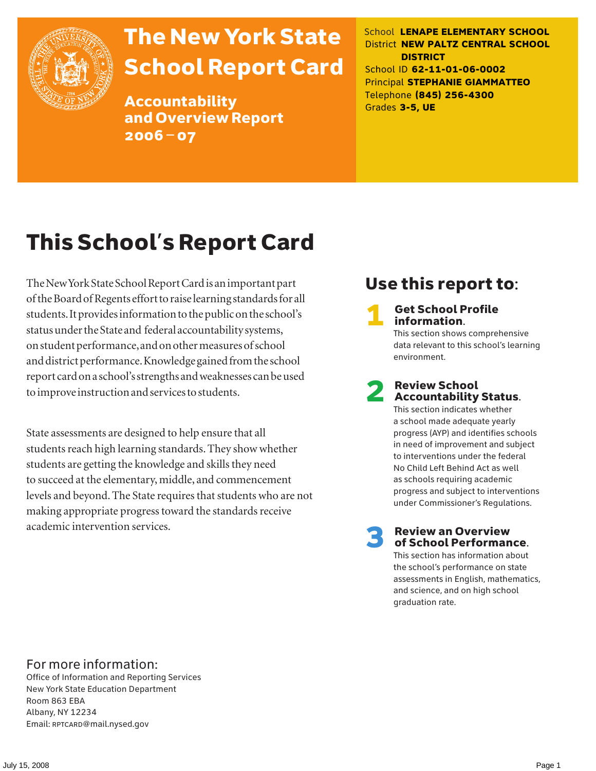# The New York State School Report Card

## Accountability and Overview Report 2006 – 07

School **LENAPE ELEMENTARY SCHOOL**
District **NEW PALTZ CENTRAL SCHOOL DISTRICT**
School ID **62-11-01-06-0002**
Principal **STEPHANIE GIAMMATTEO**
Telephone **(845) 256-4300**
Grades **3-5, UE**

# This School's Report Card

The New York State School Report Card is an important part of the Board of Regents effort to raise learning standards for all students. It provides information to the public on the school's status under the State and federal accountability systems, on student performance, and on other measures of school and district performance. Knowledge gained from the school report card on a school's strengths and weaknesses can be used to improve instruction and services to students.

State assessments are designed to help ensure that all students reach high learning standards. They show whether students are getting the knowledge and skills they need to succeed at the elementary, middle, and commencement levels and beyond. The State requires that students who are not making appropriate progress toward the standards receive academic intervention services.

## Use this report to:

**1 Get School Profile information.**
This section shows comprehensive data relevant to this school's learning environment.

**2 Review School Accountability Status.**
This section indicates whether a school made adequate yearly progress (AYP) and identifies schools in need of improvement and subject to interventions under the federal No Child Left Behind Act as well as schools requiring academic progress and subject to interventions under Commissioner's Regulations.

**3 Review an Overview of School Performance.**
This section has information about the school's performance on state assessments in English, mathematics, and science, and on high school graduation rate.

## For more information:

Office of Information and Reporting Services
New York State Education Department
Room 863 EBA
Albany, NY 12234
Email: RPTCARD@mail.nysed.gov

July 15, 2008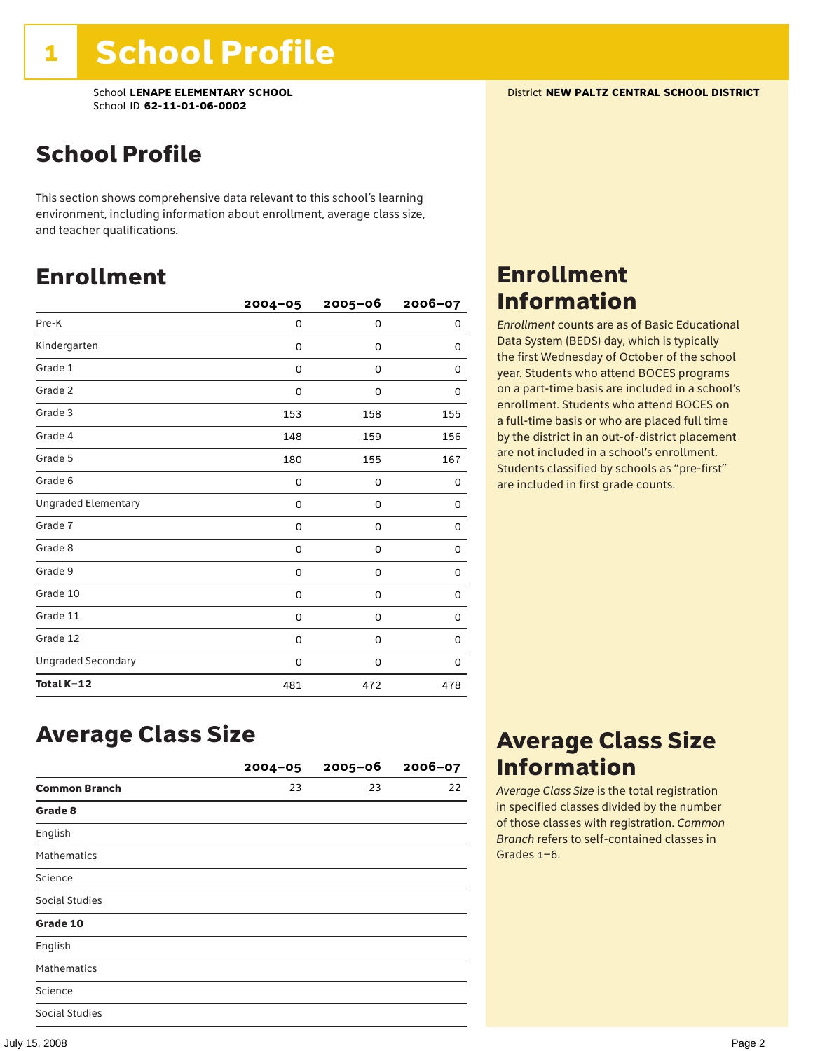# 1 School Profile

School **LENAPE ELEMENTARY SCHOOL**
School ID **62-11-01-06-0002**

District **NEW PALTZ CENTRAL SCHOOL DISTRICT**

## School Profile

This section shows comprehensive data relevant to this school's learning environment, including information about enrollment, average class size, and teacher qualifications.

## Enrollment

| | 2004–05 | 2005–06 | 2006–07 |
|---|---|---|---|
| Pre-K | 0 | 0 | 0 |
| Kindergarten | 0 | 0 | 0 |
| Grade 1 | 0 | 0 | 0 |
| Grade 2 | 0 | 0 | 0 |
| Grade 3 | 153 | 158 | 155 |
| Grade 4 | 148 | 159 | 156 |
| Grade 5 | 180 | 155 | 167 |
| Grade 6 | 0 | 0 | 0 |
| Ungraded Elementary | 0 | 0 | 0 |
| Grade 7 | 0 | 0 | 0 |
| Grade 8 | 0 | 0 | 0 |
| Grade 9 | 0 | 0 | 0 |
| Grade 10 | 0 | 0 | 0 |
| Grade 11 | 0 | 0 | 0 |
| Grade 12 | 0 | 0 | 0 |
| Ungraded Secondary | 0 | 0 | 0 |
| **Total K–12** | 481 | 472 | 478 |

## Enrollment Information

*Enrollment* counts are as of Basic Educational Data System (BEDS) day, which is typically the first Wednesday of October of the school year. Students who attend BOCES programs on a part-time basis are included in a school's enrollment. Students who attend BOCES on a full-time basis or who are placed full time by the district in an out-of-district placement are not included in a school's enrollment. Students classified by schools as "pre-first" are included in first grade counts.

## Average Class Size

| | 2004–05 | 2005–06 | 2006–07 |
|---|---|---|---|
| **Common Branch** | 23 | 23 | 22 |
| **Grade 8** | | | |
| English | | | |
| Mathematics | | | |
| Science | | | |
| Social Studies | | | |
| **Grade 10** | | | |
| English | | | |
| Mathematics | | | |
| Science | | | |
| Social Studies | | | |

## Average Class Size Information

*Average Class Size* is the total registration in specified classes divided by the number of those classes with registration. *Common Branch* refers to self-contained classes in Grades 1–6.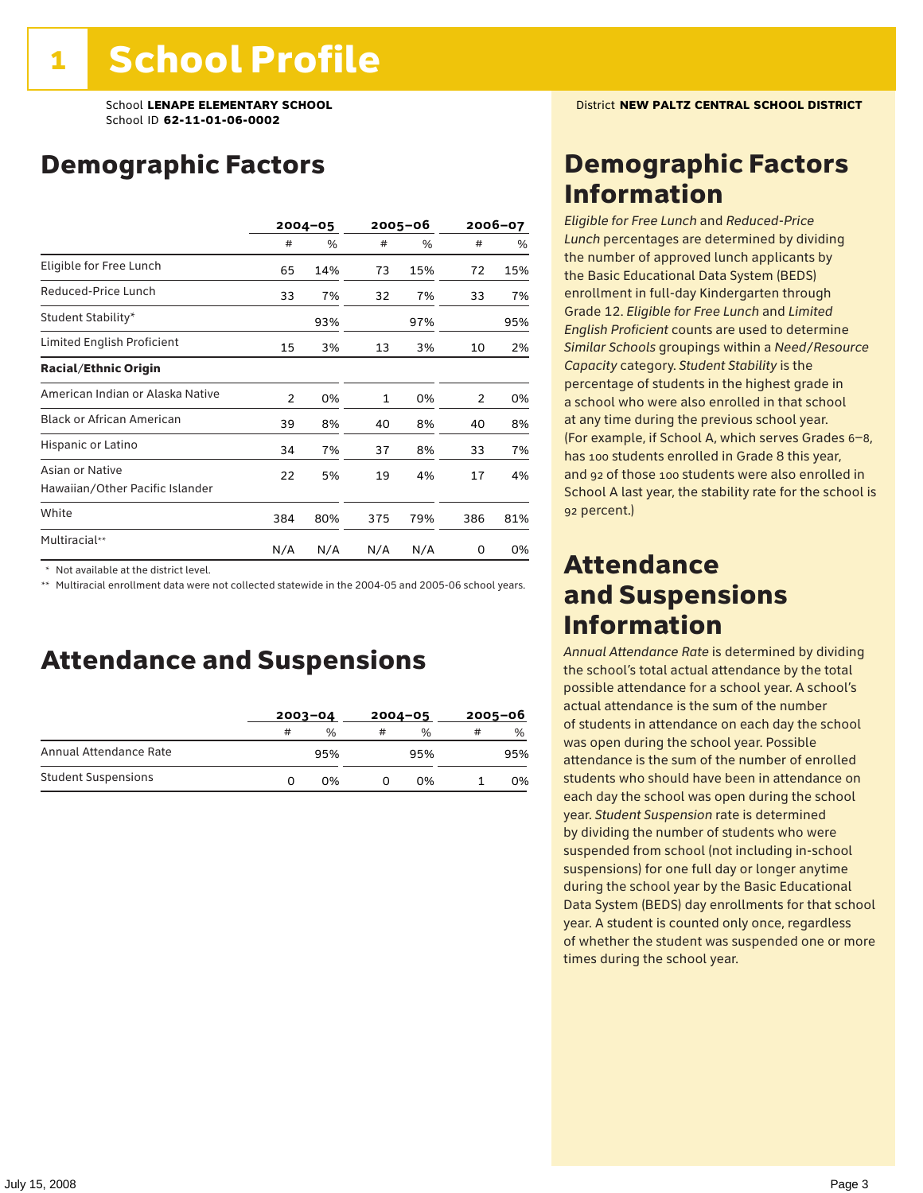# 1 School Profile

School **LENAPE ELEMENTARY SCHOOL**
School ID **62-11-01-06-0002**

District **NEW PALTZ CENTRAL SCHOOL DISTRICT**

## Demographic Factors

| | 2004–05 | | 2005–06 | | 2006–07 | |
|---|---|---|---|---|---|---|
| | # | % | # | % | # | % |
| Eligible for Free Lunch | 65 | 14% | 73 | 15% | 72 | 15% |
| Reduced-Price Lunch | 33 | 7% | 32 | 7% | 33 | 7% |
| Student Stability* | | 93% | | 97% | | 95% |
| Limited English Proficient | 15 | 3% | 13 | 3% | 10 | 2% |
| **Racial/Ethnic Origin** | | | | | | |
| American Indian or Alaska Native | 2 | 0% | 1 | 0% | 2 | 0% |
| Black or African American | 39 | 8% | 40 | 8% | 40 | 8% |
| Hispanic or Latino | 34 | 7% | 37 | 8% | 33 | 7% |
| Asian or Native Hawaiian/Other Pacific Islander | 22 | 5% | 19 | 4% | 17 | 4% |
| White | 384 | 80% | 375 | 79% | 386 | 81% |
| Multiracial** | N/A | N/A | N/A | N/A | 0 | 0% |

\* Not available at the district level.

\*\* Multiracial enrollment data were not collected statewide in the 2004-05 and 2005-06 school years.

## Attendance and Suspensions

| | 2003–04 | | 2004–05 | | 2005–06 | |
|---|---|---|---|---|---|---|
| | # | % | # | % | # | % |
| Annual Attendance Rate | | 95% | | 95% | | 95% |
| Student Suspensions | 0 | 0% | 0 | 0% | 1 | 0% |

## Demographic Factors Information

*Eligible for Free Lunch* and *Reduced-Price Lunch* percentages are determined by dividing the number of approved lunch applicants by the Basic Educational Data System (BEDS) enrollment in full-day Kindergarten through Grade 12. *Eligible for Free Lunch* and *Limited English Proficient* counts are used to determine *Similar Schools* groupings within a *Need/Resource Capacity* category. *Student Stability* is the percentage of students in the highest grade in a school who were also enrolled in that school at any time during the previous school year. (For example, if School A, which serves Grades 6–8, has 100 students enrolled in Grade 8 this year, and 92 of those 100 students were also enrolled in School A last year, the stability rate for the school is 92 percent.)

## Attendance and Suspensions Information

*Annual Attendance Rate* is determined by dividing the school's total actual attendance by the total possible attendance for a school year. A school's actual attendance is the sum of the number of students in attendance on each day the school was open during the school year. Possible attendance is the sum of the number of enrolled students who should have been in attendance on each day the school was open during the school year. *Student Suspension* rate is determined by dividing the number of students who were suspended from school (not including in-school suspensions) for one full day or longer anytime during the school year by the Basic Educational Data System (BEDS) day enrollments for that school year. A student is counted only once, regardless of whether the student was suspended one or more times during the school year.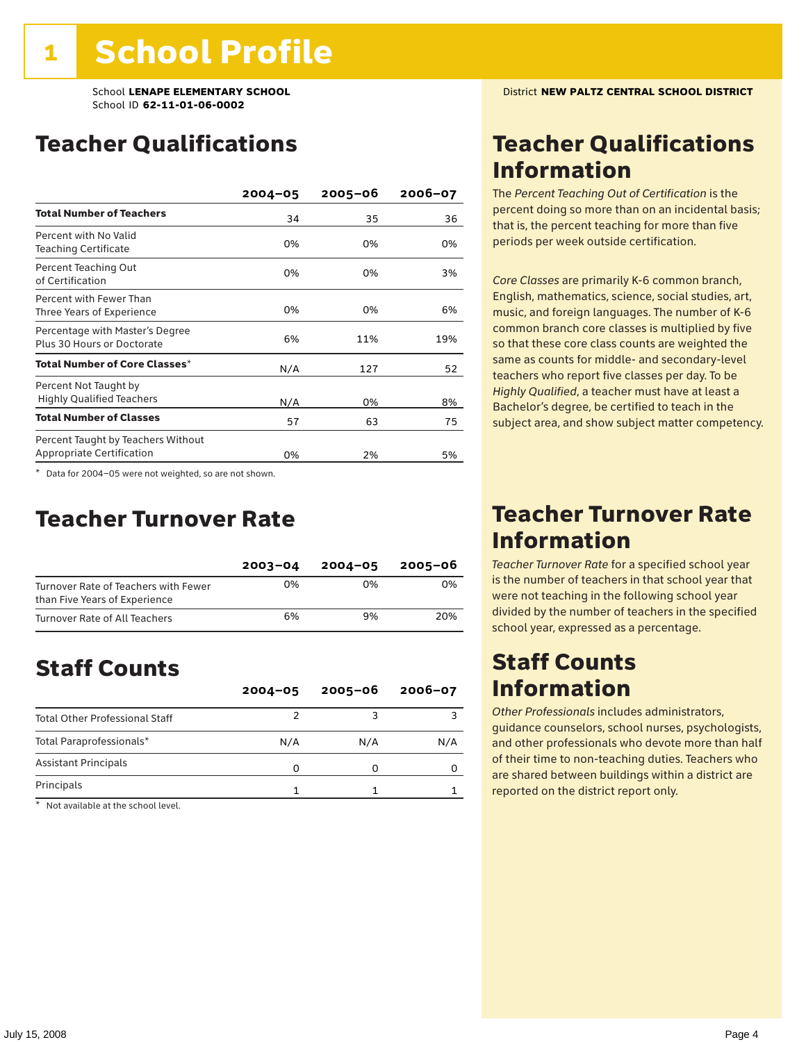# 1 School Profile

School **LENAPE ELEMENTARY SCHOOL**
School ID **62-11-01-06-0002**

District **NEW PALTZ CENTRAL SCHOOL DISTRICT**

## Teacher Qualifications

| | 2004–05 | 2005–06 | 2006–07 |
|---|---|---|---|
| **Total Number of Teachers** | 34 | 35 | 36 |
| Percent with No Valid Teaching Certificate | 0% | 0% | 0% |
| Percent Teaching Out of Certification | 0% | 0% | 3% |
| Percent with Fewer Than Three Years of Experience | 0% | 0% | 6% |
| Percentage with Master's Degree Plus 30 Hours or Doctorate | 6% | 11% | 19% |
| **Total Number of Core Classes*** | N/A | 127 | 52 |
| Percent Not Taught by Highly Qualified Teachers | N/A | 0% | 8% |
| **Total Number of Classes** | 57 | 63 | 75 |
| Percent Taught by Teachers Without Appropriate Certification | 0% | 2% | 5% |

* Data for 2004–05 were not weighted, so are not shown.

## Teacher Turnover Rate

| | 2003–04 | 2004–05 | 2005–06 |
|---|---|---|---|
| Turnover Rate of Teachers with Fewer than Five Years of Experience | 0% | 0% | 0% |
| Turnover Rate of All Teachers | 6% | 9% | 20% |

## Staff Counts

| | 2004–05 | 2005–06 | 2006–07 |
|---|---|---|---|
| Total Other Professional Staff | 2 | 3 | 3 |
| Total Paraprofessionals* | N/A | N/A | N/A |
| Assistant Principals | 0 | 0 | 0 |
| Principals | 1 | 1 | 1 |

* Not available at the school level.

## Teacher Qualifications Information

The *Percent Teaching Out of Certification* is the percent doing so more than on an incidental basis; that is, the percent teaching for more than five periods per week outside certification.

*Core Classes* are primarily K-6 common branch, English, mathematics, science, social studies, art, music, and foreign languages. The number of K-6 common branch core classes is multiplied by five so that these core class counts are weighted the same as counts for middle- and secondary-level teachers who report five classes per day. To be *Highly Qualified*, a teacher must have at least a Bachelor's degree, be certified to teach in the subject area, and show subject matter competency.

## Teacher Turnover Rate Information

*Teacher Turnover Rate* for a specified school year is the number of teachers in that school year that were not teaching in the following school year divided by the number of teachers in the specified school year, expressed as a percentage.

## Staff Counts Information

*Other Professionals* includes administrators, guidance counselors, school nurses, psychologists, and other professionals who devote more than half of their time to non-teaching duties. Teachers who are shared between buildings within a district are reported on the district report only.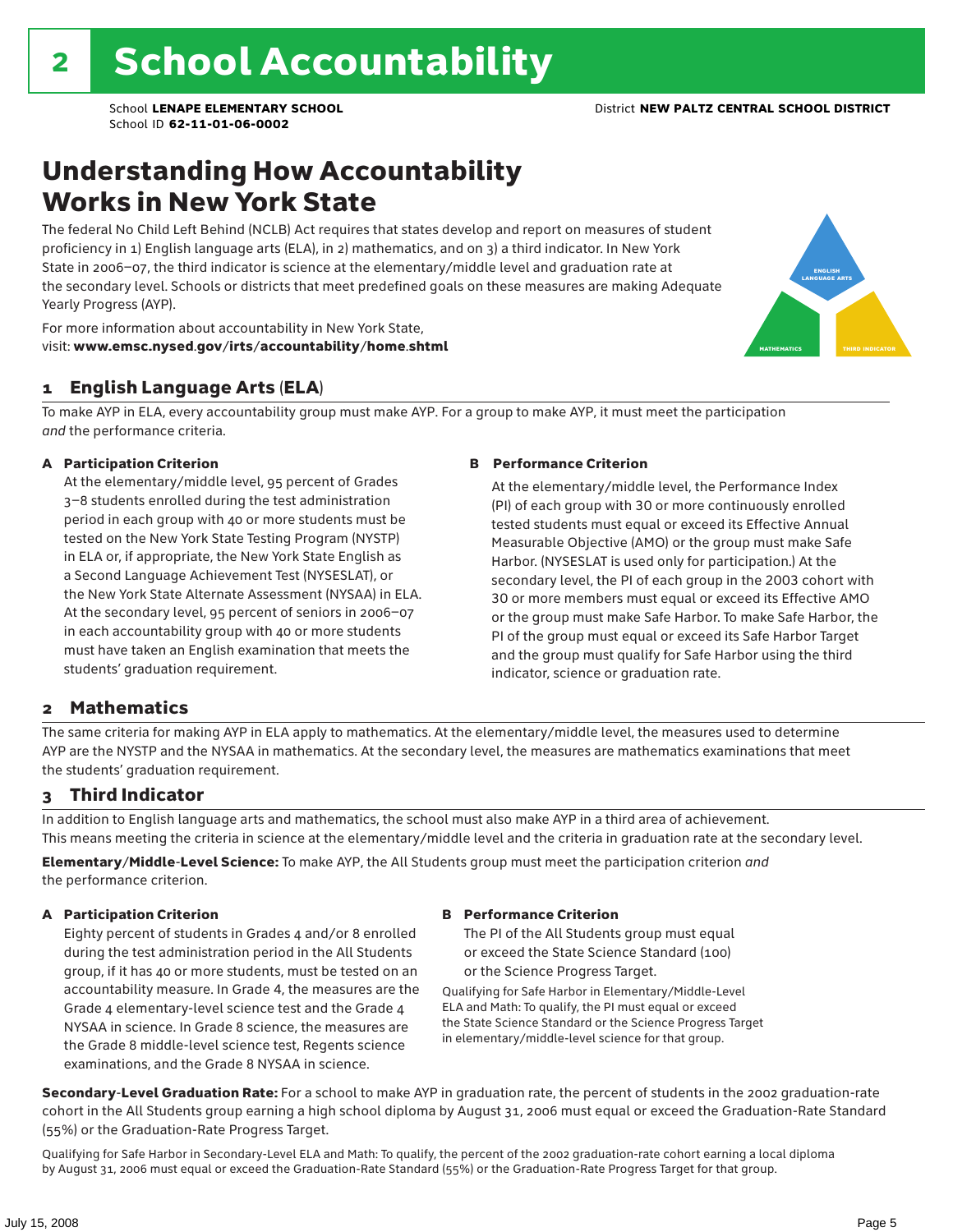# 2 School Accountability

School **LENAPE ELEMENTARY SCHOOL** District **NEW PALTZ CENTRAL SCHOOL DISTRICT**
School ID **62-11-01-06-0002**

## Understanding How Accountability Works in New York State

The federal No Child Left Behind (NCLB) Act requires that states develop and report on measures of student proficiency in 1) English language arts (ELA), in 2) mathematics, and on 3) a third indicator. In New York State in 2006–07, the third indicator is science at the elementary/middle level and graduation rate at the secondary level. Schools or districts that meet predefined goals on these measures are making Adequate Yearly Progress (AYP).

For more information about accountability in New York State, visit: **www.emsc.nysed.gov/irts/accountability/home.shtml**

ENGLISH LANGUAGE ARTS
MATHEMATICS
THIRD INDICATOR

### 1 English Language Arts (ELA)

To make AYP in ELA, every accountability group must make AYP. For a group to make AYP, it must meet the participation *and* the performance criteria.

**A Participation Criterion**

At the elementary/middle level, 95 percent of Grades 3–8 students enrolled during the test administration period in each group with 40 or more students must be tested on the New York State Testing Program (NYSTP) in ELA or, if appropriate, the New York State English as a Second Language Achievement Test (NYSESLAT), or the New York State Alternate Assessment (NYSAA) in ELA. At the secondary level, 95 percent of seniors in 2006–07 in each accountability group with 40 or more students must have taken an English examination that meets the students' graduation requirement.

**B Performance Criterion**

At the elementary/middle level, the Performance Index (PI) of each group with 30 or more continuously enrolled tested students must equal or exceed its Effective Annual Measurable Objective (AMO) or the group must make Safe Harbor. (NYSESLAT is used only for participation.) At the secondary level, the PI of each group in the 2003 cohort with 30 or more members must equal or exceed its Effective AMO or the group must make Safe Harbor. To make Safe Harbor, the PI of the group must equal or exceed its Safe Harbor Target and the group must qualify for Safe Harbor using the third indicator, science or graduation rate.

### 2 Mathematics

The same criteria for making AYP in ELA apply to mathematics. At the elementary/middle level, the measures used to determine AYP are the NYSTP and the NYSAA in mathematics. At the secondary level, the measures are mathematics examinations that meet the students' graduation requirement.

### 3 Third Indicator

In addition to English language arts and mathematics, the school must also make AYP in a third area of achievement. This means meeting the criteria in science at the elementary/middle level and the criteria in graduation rate at the secondary level.

**Elementary/Middle-Level Science:** To make AYP, the All Students group must meet the participation criterion *and* the performance criterion.

**A Participation Criterion**

Eighty percent of students in Grades 4 and/or 8 enrolled during the test administration period in the All Students group, if it has 40 or more students, must be tested on an accountability measure. In Grade 4, the measures are the Grade 4 elementary-level science test and the Grade 4 NYSAA in science. In Grade 8 science, the measures are the Grade 8 middle-level science test, Regents science examinations, and the Grade 8 NYSAA in science.

**B Performance Criterion**

The PI of the All Students group must equal or exceed the State Science Standard (100) or the Science Progress Target.

Qualifying for Safe Harbor in Elementary/Middle-Level ELA and Math: To qualify, the PI must equal or exceed the State Science Standard or the Science Progress Target in elementary/middle-level science for that group.

**Secondary-Level Graduation Rate:** For a school to make AYP in graduation rate, the percent of students in the 2002 graduation-rate cohort in the All Students group earning a high school diploma by August 31, 2006 must equal or exceed the Graduation-Rate Standard (55%) or the Graduation-Rate Progress Target.

Qualifying for Safe Harbor in Secondary-Level ELA and Math: To qualify, the percent of the 2002 graduation-rate cohort earning a local diploma by August 31, 2006 must equal or exceed the Graduation-Rate Standard (55%) or the Graduation-Rate Progress Target for that group.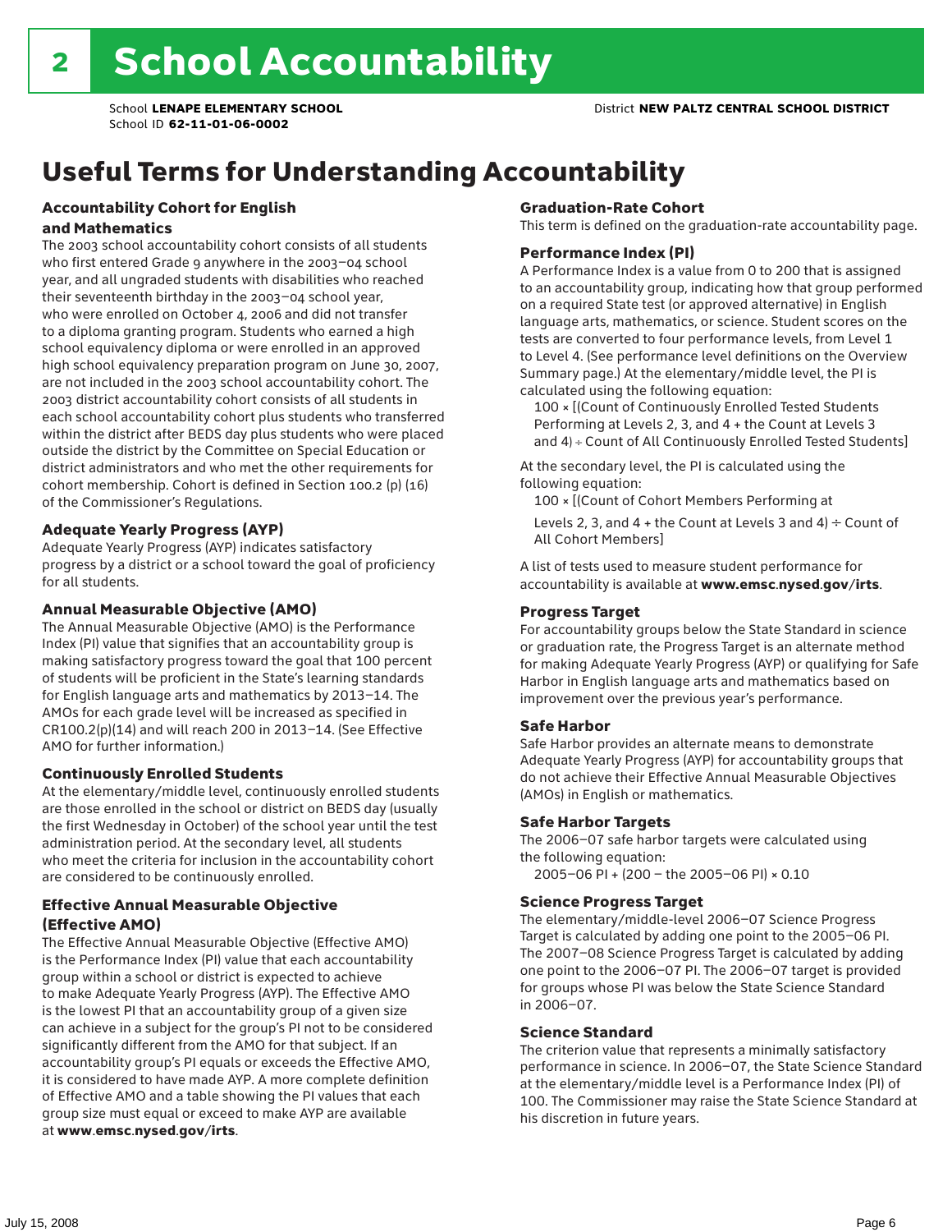# 2 School Accountability

School **LENAPE ELEMENTARY SCHOOL**
School ID **62-11-01-06-0002**
District **NEW PALTZ CENTRAL SCHOOL DISTRICT**

## Useful Terms for Understanding Accountability

### Accountability Cohort for English and Mathematics

The 2003 school accountability cohort consists of all students who first entered Grade 9 anywhere in the 2003–04 school year, and all ungraded students with disabilities who reached their seventeenth birthday in the 2003–04 school year, who were enrolled on October 4, 2006 and did not transfer to a diploma granting program. Students who earned a high school equivalency diploma or were enrolled in an approved high school equivalency preparation program on June 30, 2007, are not included in the 2003 school accountability cohort. The 2003 district accountability cohort consists of all students in each school accountability cohort plus students who transferred within the district after BEDS day plus students who were placed outside the district by the Committee on Special Education or district administrators and who met the other requirements for cohort membership. Cohort is defined in Section 100.2 (p) (16) of the Commissioner's Regulations.

### Adequate Yearly Progress (AYP)

Adequate Yearly Progress (AYP) indicates satisfactory progress by a district or a school toward the goal of proficiency for all students.

### Annual Measurable Objective (AMO)

The Annual Measurable Objective (AMO) is the Performance Index (PI) value that signifies that an accountability group is making satisfactory progress toward the goal that 100 percent of students will be proficient in the State's learning standards for English language arts and mathematics by 2013–14. The AMOs for each grade level will be increased as specified in CR100.2(p)(14) and will reach 200 in 2013–14. (See Effective AMO for further information.)

### Continuously Enrolled Students

At the elementary/middle level, continuously enrolled students are those enrolled in the school or district on BEDS day (usually the first Wednesday in October) of the school year until the test administration period. At the secondary level, all students who meet the criteria for inclusion in the accountability cohort are considered to be continuously enrolled.

### Effective Annual Measurable Objective (Effective AMO)

The Effective Annual Measurable Objective (Effective AMO) is the Performance Index (PI) value that each accountability group within a school or district is expected to achieve to make Adequate Yearly Progress (AYP). The Effective AMO is the lowest PI that an accountability group of a given size can achieve in a subject for the group's PI not to be considered significantly different from the AMO for that subject. If an accountability group's PI equals or exceeds the Effective AMO, it is considered to have made AYP. A more complete definition of Effective AMO and a table showing the PI values that each group size must equal or exceed to make AYP are available at **www.emsc.nysed.gov/irts**.

### Graduation-Rate Cohort

This term is defined on the graduation-rate accountability page.

### Performance Index (PI)

A Performance Index is a value from 0 to 200 that is assigned to an accountability group, indicating how that group performed on a required State test (or approved alternative) in English language arts, mathematics, or science. Student scores on the tests are converted to four performance levels, from Level 1 to Level 4. (See performance level definitions on the Overview Summary page.) At the elementary/middle level, the PI is calculated using the following equation:

100 × [(Count of Continuously Enrolled Tested Students Performing at Levels 2, 3, and 4 + the Count at Levels 3 and 4) ÷ Count of All Continuously Enrolled Tested Students]

At the secondary level, the PI is calculated using the following equation:

100 × [(Count of Cohort Members Performing at Levels 2, 3, and 4 + the Count at Levels 3 and 4) ÷ Count of All Cohort Members]

A list of tests used to measure student performance for accountability is available at **www.emsc.nysed.gov/irts**.

### Progress Target

For accountability groups below the State Standard in science or graduation rate, the Progress Target is an alternate method for making Adequate Yearly Progress (AYP) or qualifying for Safe Harbor in English language arts and mathematics based on improvement over the previous year's performance.

### Safe Harbor

Safe Harbor provides an alternate means to demonstrate Adequate Yearly Progress (AYP) for accountability groups that do not achieve their Effective Annual Measurable Objectives (AMOs) in English or mathematics.

### Safe Harbor Targets

The 2006–07 safe harbor targets were calculated using the following equation:

2005–06 PI + (200 – the 2005–06 PI) × 0.10

### Science Progress Target

The elementary/middle-level 2006–07 Science Progress Target is calculated by adding one point to the 2005–06 PI. The 2007–08 Science Progress Target is calculated by adding one point to the 2006–07 PI. The 2006–07 target is provided for groups whose PI was below the State Science Standard in 2006–07.

### Science Standard

The criterion value that represents a minimally satisfactory performance in science. In 2006–07, the State Science Standard at the elementary/middle level is a Performance Index (PI) of 100. The Commissioner may raise the State Science Standard at his discretion in future years.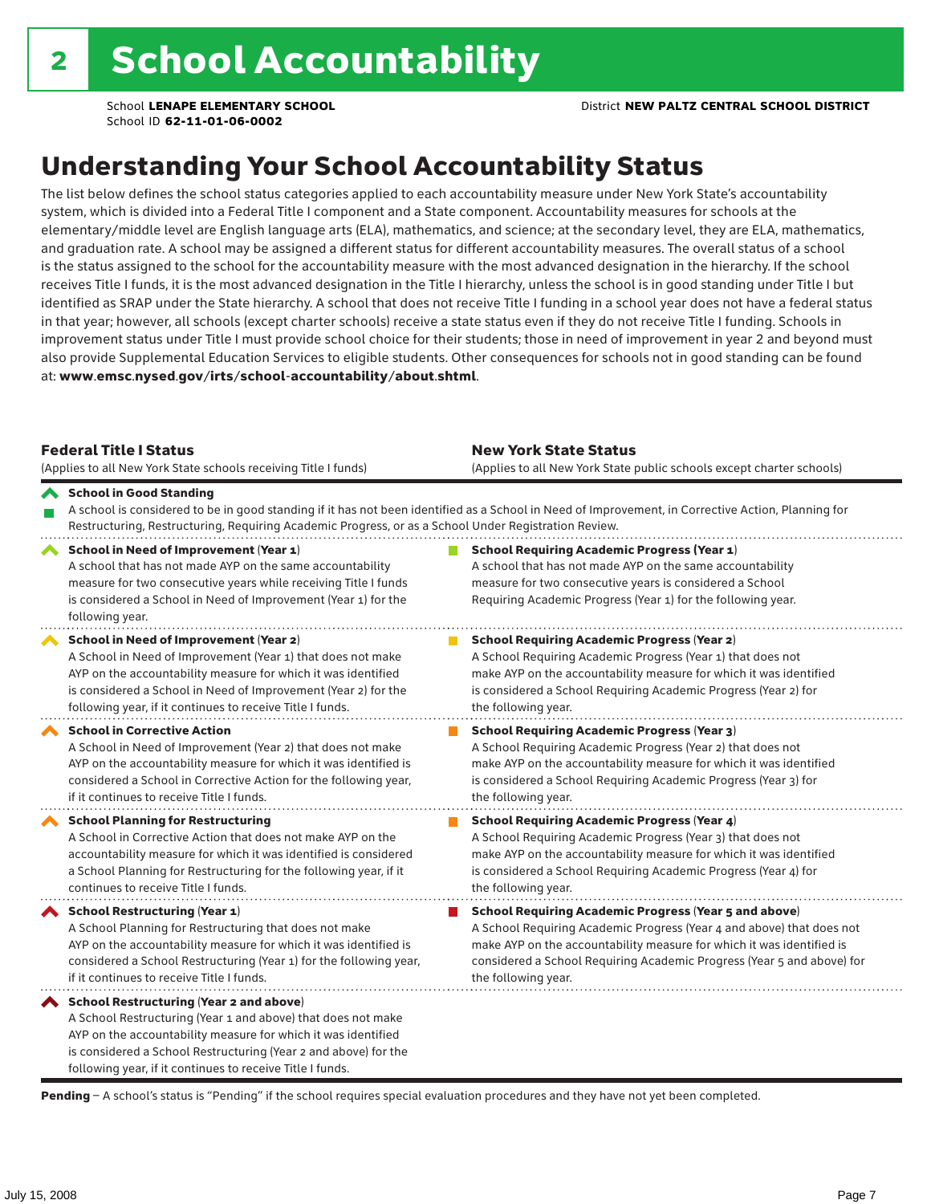# 2 School Accountability

School **LENAPE ELEMENTARY SCHOOL**
School ID **62-11-01-06-0002**

District **NEW PALTZ CENTRAL SCHOOL DISTRICT**

## Understanding Your School Accountability Status

The list below defines the school status categories applied to each accountability measure under New York State's accountability system, which is divided into a Federal Title I component and a State component. Accountability measures for schools at the elementary/middle level are English language arts (ELA), mathematics, and science; at the secondary level, they are ELA, mathematics, and graduation rate. A school may be assigned a different status for different accountability measures. The overall status of a school is the status assigned to the school for the accountability measure with the most advanced designation in the hierarchy. If the school receives Title I funds, it is the most advanced designation in the Title I hierarchy, unless the school is in good standing under Title I but identified as SRAP under the State hierarchy. A school that does not receive Title I funding in a school year does not have a federal status in that year; however, all schools (except charter schools) receive a state status even if they do not receive Title I funding. Schools in improvement status under Title I must provide school choice for their students; those in need of improvement in year 2 and beyond must also provide Supplemental Education Services to eligible students. Other consequences for schools not in good standing can be found at: **www.emsc.nysed.gov/irts/school-accountability/about.shtml**.

| **Federal Title I Status** (Applies to all New York State schools receiving Title I funds) | **New York State Status** (Applies to all New York State public schools except charter schools) |
|---|---|
| **School in Good Standing** A school is considered to be in good standing if it has not been identified as a School in Need of Improvement, in Corrective Action, Planning for Restructuring, Restructuring, Requiring Academic Progress, or as a School Under Registration Review. | |
| **School in Need of Improvement (Year 1)** A school that has not made AYP on the same accountability measure for two consecutive years while receiving Title I funds is considered a School in Need of Improvement (Year 1) for the following year. | **School Requiring Academic Progress (Year 1)** A school that has not made AYP on the same accountability measure for two consecutive years is considered a School Requiring Academic Progress (Year 1) for the following year. |
| **School in Need of Improvement (Year 2)** A School in Need of Improvement (Year 1) that does not make AYP on the accountability measure for which it was identified is considered a School in Need of Improvement (Year 2) for the following year, if it continues to receive Title I funds. | **School Requiring Academic Progress (Year 2)** A School Requiring Academic Progress (Year 1) that does not make AYP on the accountability measure for which it was identified is considered a School Requiring Academic Progress (Year 2) for the following year. |
| **School in Corrective Action** A School in Need of Improvement (Year 2) that does not make AYP on the accountability measure for which it was identified is considered a School in Corrective Action for the following year, if it continues to receive Title I funds. | **School Requiring Academic Progress (Year 3)** A School Requiring Academic Progress (Year 2) that does not make AYP on the accountability measure for which it was identified is considered a School Requiring Academic Progress (Year 3) for the following year. |
| **School Planning for Restructuring** A School in Corrective Action that does not make AYP on the accountability measure for which it was identified is considered a School Planning for Restructuring for the following year, if it continues to receive Title I funds. | **School Requiring Academic Progress (Year 4)** A School Requiring Academic Progress (Year 3) that does not make AYP on the accountability measure for which it was identified is considered a School Requiring Academic Progress (Year 4) for the following year. |
| **School Restructuring (Year 1)** A School Planning for Restructuring that does not make AYP on the accountability measure for which it was identified is considered a School Restructuring (Year 1) for the following year, if it continues to receive Title I funds. | **School Requiring Academic Progress (Year 5 and above)** A School Requiring Academic Progress (Year 4 and above) that does not make AYP on the accountability measure for which it was identified is considered a School Requiring Academic Progress (Year 5 and above) for the following year. |
| **School Restructuring (Year 2 and above)** A School Restructuring (Year 1 and above) that does not make AYP on the accountability measure for which it was identified is considered a School Restructuring (Year 2 and above) for the following year, if it continues to receive Title I funds. | |

**Pending** – A school's status is "Pending" if the school requires special evaluation procedures and they have not yet been completed.

July 15, 2008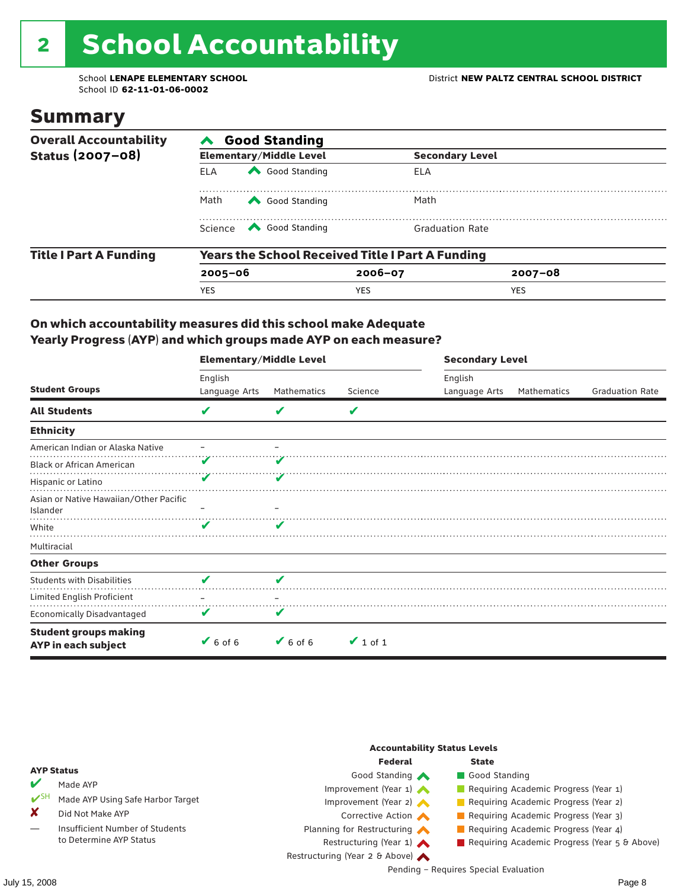# 2 School Accountability

School **LENAPE ELEMENTARY SCHOOL**
School ID **62-11-01-06-0002**

District **NEW PALTZ CENTRAL SCHOOL DISTRICT**

## Summary

| Overall Accountability Status (2007–08) | Good Standing | | | |
|---|---|---|---|---|
| | **Elementary/Middle Level** | | **Secondary Level** | |
| | ELA | Good Standing | ELA | |
| | Math | Good Standing | Math | |
| | Science | Good Standing | Graduation Rate | |

| Title I Part A Funding | Years the School Received Title I Part A Funding | | |
|---|---|---|---|
| | **2005–06** | **2006–07** | **2007–08** |
| | YES | YES | YES |

### On which accountability measures did this school make Adequate Yearly Progress (AYP) and which groups made AYP on each measure?

| Student Groups | Elementary/Middle Level: English Language Arts | Elementary/Middle Level: Mathematics | Elementary/Middle Level: Science | Secondary Level: English Language Arts | Secondary Level: Mathematics | Secondary Level: Graduation Rate |
|---|---|---|---|---|---|---|
| **All Students** | ✔ | ✔ | ✔ | | | |
| **Ethnicity** | | | | | | |
| American Indian or Alaska Native | – | – | | | | |
| Black or African American | ✔ | ✔ | | | | |
| Hispanic or Latino | ✔ | ✔ | | | | |
| Asian or Native Hawaiian/Other Pacific Islander | – | – | | | | |
| White | ✔ | ✔ | | | | |
| Multiracial | | | | | | |
| **Other Groups** | | | | | | |
| Students with Disabilities | ✔ | ✔ | | | | |
| Limited English Proficient | – | – | | | | |
| Economically Disadvantaged | ✔ | ✔ | | | | |
| **Student groups making AYP in each subject** | ✔ 6 of 6 | ✔ 6 of 6 | ✔ 1 of 1 | | | |

**AYP Status**

- ✔ Made AYP
- ✔SH Made AYP Using Safe Harbor Target
- ✘ Did Not Make AYP
- — Insufficient Number of Students to Determine AYP Status

**Accountability Status Levels**

| Federal | State |
|---|---|
| Good Standing | Good Standing |
| Improvement (Year 1) | Requiring Academic Progress (Year 1) |
| Improvement (Year 2) | Requiring Academic Progress (Year 2) |
| Corrective Action | Requiring Academic Progress (Year 3) |
| Planning for Restructuring | Requiring Academic Progress (Year 4) |
| Restructuring (Year 1) | Requiring Academic Progress (Year 5 & Above) |
| Restructuring (Year 2 & Above) | |

Pending – Requires Special Evaluation

July 15, 2008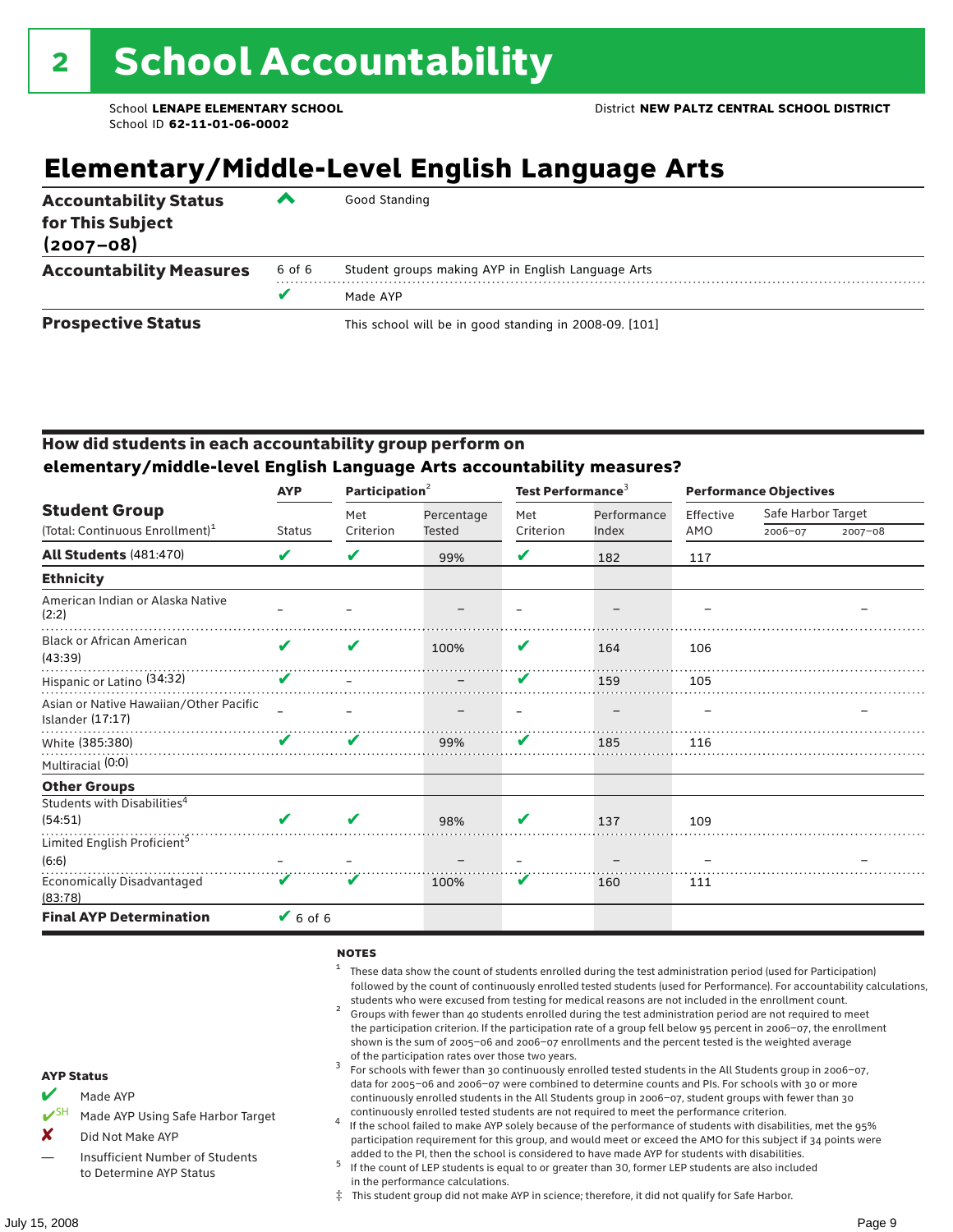# 2 School Accountability

School **LENAPE ELEMENTARY SCHOOL**
School ID **62-11-01-06-0002**

District **NEW PALTZ CENTRAL SCHOOL DISTRICT**

## Elementary/Middle-Level English Language Arts

| | | |
|---|---|---|
| **Accountability Status for This Subject (2007–08)** | ^ | Good Standing |
| **Accountability Measures** | 6 of 6 | Student groups making AYP in English Language Arts |
| | ✔ | Made AYP |
| **Prospective Status** | | This school will be in good standing in 2008-09. [101] |

### How did students in each accountability group perform on elementary/middle-level English Language Arts accountability measures?

| Student Group (Total: Continuous Enrollment)[1] | AYP Status | Participation[2] Met Criterion | Participation[2] Percentage Tested | Test Performance[3] Met Criterion | Test Performance[3] Performance Index | Performance Objectives Effective AMO | Safe Harbor Target 2006–07 | Safe Harbor Target 2007–08 |
|---|---|---|---|---|---|---|---|---|
| **All Students** (481:470) | ✔ | ✔ | 99% | ✔ | 182 | 117 | | |
| **Ethnicity** | | | | | | | | |
| American Indian or Alaska Native (2:2) | – | – | – | – | – | – | | – |
| Black or African American (43:39) | ✔ | ✔ | 100% | ✔ | 164 | 106 | | |
| Hispanic or Latino (34:32) | ✔ | – | – | ✔ | 159 | 105 | | |
| Asian or Native Hawaiian/Other Pacific Islander (17:17) | – | – | – | – | – | – | | – |
| White (385:380) | ✔ | ✔ | 99% | ✔ | 185 | 116 | | |
| Multiracial (0:0) | | | | | | | | |
| **Other Groups** | | | | | | | | |
| Students with Disabilities[4] (54:51) | ✔ | ✔ | 98% | ✔ | 137 | 109 | | |
| Limited English Proficient[5] (6:6) | – | – | – | – | – | – | | – |
| Economically Disadvantaged (83:78) | ✔ | ✔ | 100% | ✔ | 160 | 111 | | |
| **Final AYP Determination** | ✔ 6 of 6 | | | | | | | |

**AYP Status**

- ✔ Made AYP
- ✔SH Made AYP Using Safe Harbor Target
- ✘ Did Not Make AYP
- — Insufficient Number of Students to Determine AYP Status

**NOTES**

1. These data show the count of students enrolled during the test administration period (used for Participation) followed by the count of continuously enrolled tested students (used for Performance). For accountability calculations, students who were excused from testing for medical reasons are not included in the enrollment count.
2. Groups with fewer than 40 students enrolled during the test administration period are not required to meet the participation criterion. If the participation rate of a group fell below 95 percent in 2006–07, the enrollment shown is the sum of 2005–06 and 2006–07 enrollments and the percent tested is the weighted average of the participation rates over those two years.
3. For schools with fewer than 30 continuously enrolled tested students in the All Students group in 2006–07, data for 2005–06 and 2006–07 were combined to determine counts and PIs. For schools with 30 or more continuously enrolled students in the All Students group in 2006–07, student groups with fewer than 30 continuously enrolled tested students are not required to meet the performance criterion.
4. If the school failed to make AYP solely because of the performance of students with disabilities, met the 95% participation requirement for this group, and would meet or exceed the AMO for this subject if 34 points were added to the PI, then the school is considered to have made AYP for students with disabilities.
5. If the count of LEP students is equal to or greater than 30, former LEP students are also included in the performance calculations.

‡ This student group did not make AYP in science; therefore, it did not qualify for Safe Harbor.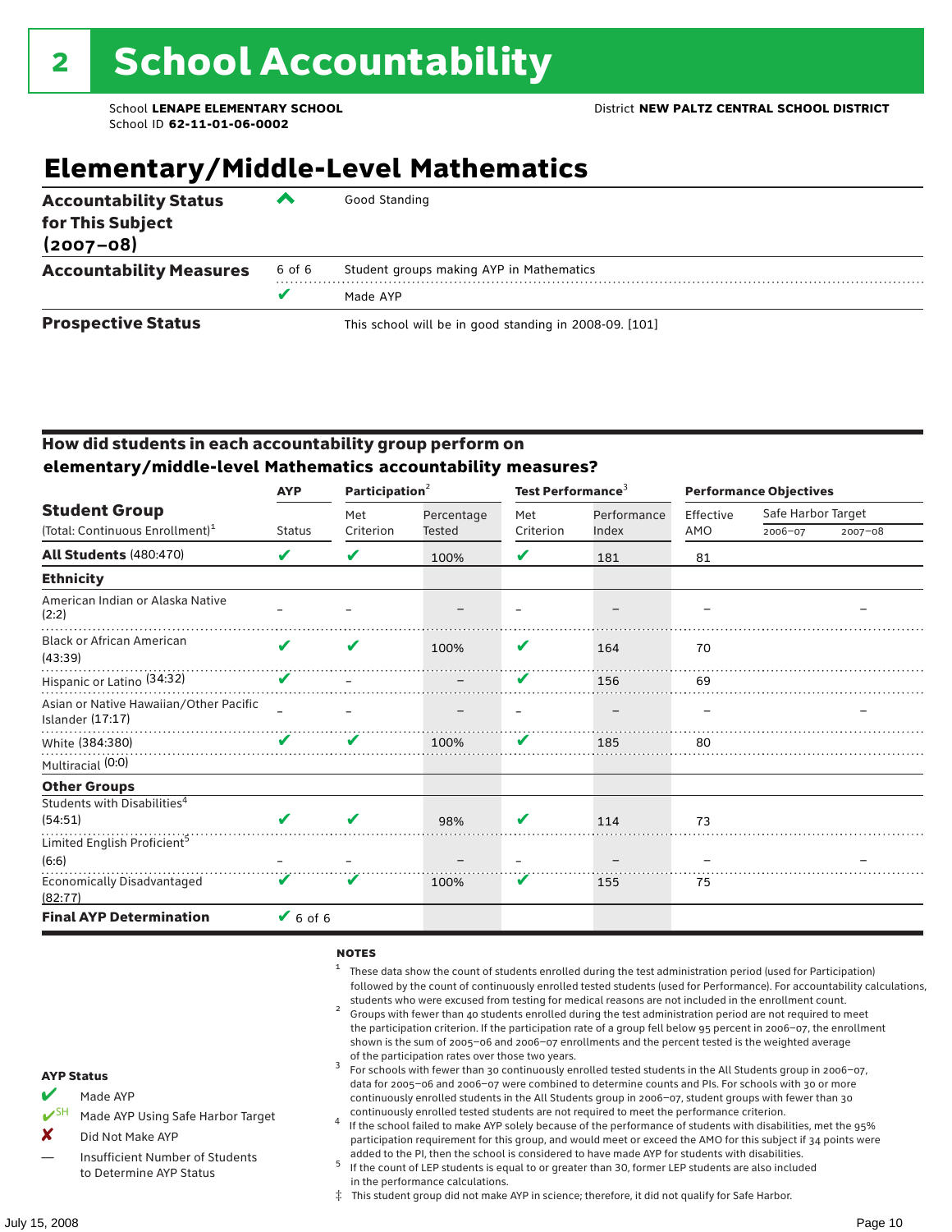# 2 School Accountability

School **LENAPE ELEMENTARY SCHOOL** District **NEW PALTZ CENTRAL SCHOOL DISTRICT**
School ID **62-11-01-06-0002**

## Elementary/Middle-Level Mathematics

| | | |
|---|---|---|
| **Accountability Status for This Subject (2007–08)** | ^ | Good Standing |
| **Accountability Measures** | 6 of 6 | Student groups making AYP in Mathematics |
| | ✔ | Made AYP |
| **Prospective Status** | | This school will be in good standing in 2008-09. [101] |

### How did students in each accountability group perform on elementary/middle-level Mathematics accountability measures?

| Student Group (Total: Continuous Enrollment)[1] | AYP Status | Participation[2] Met Criterion | Participation[2] Percentage Tested | Test Performance[3] Met Criterion | Test Performance[3] Performance Index | Performance Objectives Effective AMO | Safe Harbor Target 2006–07 | Safe Harbor Target 2007–08 |
|---|---|---|---|---|---|---|---|---|
| **All Students** (480:470) | ✔ | ✔ | 100% | ✔ | 181 | 81 | | |
| **Ethnicity** | | | | | | | | |
| American Indian or Alaska Native (2:2) | – | – | – | – | – | – | | – |
| Black or African American (43:39) | ✔ | ✔ | 100% | ✔ | 164 | 70 | | |
| Hispanic or Latino (34:32) | ✔ | – | – | ✔ | 156 | 69 | | |
| Asian or Native Hawaiian/Other Pacific Islander (17:17) | – | – | – | – | – | – | | – |
| White (384:380) | ✔ | ✔ | 100% | ✔ | 185 | 80 | | |
| Multiracial (0:0) | | | | | | | | |
| **Other Groups** | | | | | | | | |
| Students with Disabilities[4] (54:51) | ✔ | ✔ | 98% | ✔ | 114 | 73 | | |
| Limited English Proficient[5] (6:6) | – | – | – | – | – | – | | – |
| Economically Disadvantaged (82:77) | ✔ | ✔ | 100% | ✔ | 155 | 75 | | |
| **Final AYP Determination** | ✔ 6 of 6 | | | | | | | |

**AYP Status**

- ✔ Made AYP
- ✔SH Made AYP Using Safe Harbor Target
- ✘ Did Not Make AYP
- — Insufficient Number of Students to Determine AYP Status

**NOTES**

1. These data show the count of students enrolled during the test administration period (used for Participation) followed by the count of continuously enrolled tested students (used for Performance). For accountability calculations, students who were excused from testing for medical reasons are not included in the enrollment count.
2. Groups with fewer than 40 students enrolled during the test administration period are not required to meet the participation criterion. If the participation rate of a group fell below 95 percent in 2006–07, the enrollment shown is the sum of 2005–06 and 2006–07 enrollments and the percent tested is the weighted average of the participation rates over those two years.
3. For schools with fewer than 30 continuously enrolled tested students in the All Students group in 2006–07, data for 2005–06 and 2006–07 were combined to determine counts and PIs. For schools with 30 or more continuously enrolled students in the All Students group in 2006–07, student groups with fewer than 30 continuously enrolled tested students are not required to meet the performance criterion.
4. If the school failed to make AYP solely because of the performance of students with disabilities, met the 95% participation requirement for this group, and would meet or exceed the AMO for this subject if 34 points were added to the PI, then the school is considered to have made AYP for students with disabilities.
5. If the count of LEP students is equal to or greater than 30, former LEP students are also included in the performance calculations.

‡ This student group did not make AYP in science; therefore, it did not qualify for Safe Harbor.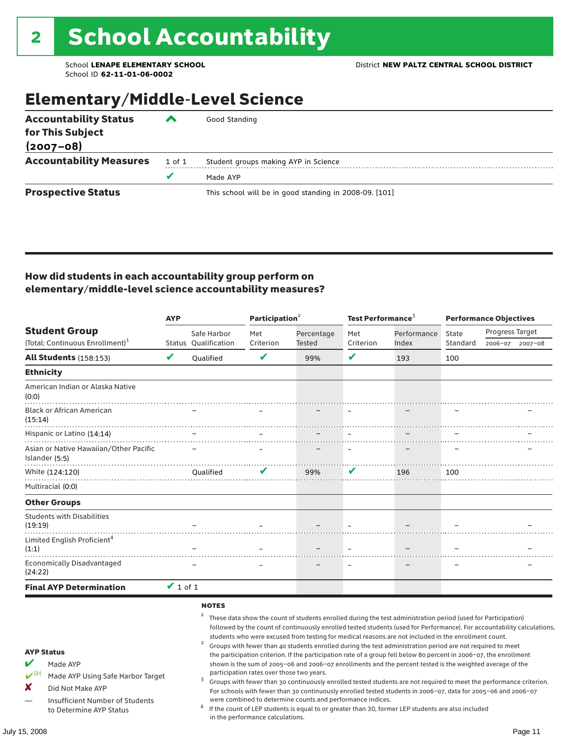# 2 School Accountability

School **LENAPE ELEMENTARY SCHOOL** District **NEW PALTZ CENTRAL SCHOOL DISTRICT**
School ID **62-11-01-06-0002**

## Elementary/Middle-Level Science

| | | |
|---|---|---|
| **Accountability Status for This Subject (2007–08)** | ^ | Good Standing |
| **Accountability Measures** | 1 of 1 | Student groups making AYP in Science |
| | ✔ | Made AYP |
| **Prospective Status** | | This school will be in good standing in 2008-09. [101] |

### How did students in each accountability group perform on elementary/middle-level science accountability measures?

| Student Group (Total: Continuous Enrollment)[1] | AYP | | Participation[2] | | Test Performance[3] | | Performance Objectives | | |
|---|---|---|---|---|---|---|---|---|---|
| | Status | Safe Harbor Qualification | Met Criterion | Percentage Tested | Met Criterion | Performance Index | State Standard | Progress Target 2006–07 | Progress Target 2007–08 |
| **All Students** (158:153) | ✔ | Qualified | ✔ | 99% | ✔ | 193 | 100 | | |
| **Ethnicity** | | | | | | | | | |
| American Indian or Alaska Native (0:0) | | | | | | | | | |
| Black or African American (15:14) | | – | – | – | – | – | – | | – |
| Hispanic or Latino (14:14) | | – | – | – | – | – | – | | – |
| Asian or Native Hawaiian/Other Pacific Islander (5:5) | | – | – | – | – | – | – | | – |
| White (124:120) | | Qualified | ✔ | 99% | ✔ | 196 | 100 | | |
| Multiracial (0:0) | | | | | | | | | |
| **Other Groups** | | | | | | | | | |
| Students with Disabilities (19:19) | | – | – | – | – | – | – | | – |
| Limited English Proficient[4] (1:1) | | – | – | – | – | – | – | | – |
| Economically Disadvantaged (24:22) | | – | – | – | – | – | – | | – |
| **Final AYP Determination** | ✔ 1 of 1 | | | | | | | | |

**AYP Status**

- ✔ Made AYP
- ✔SH Made AYP Using Safe Harbor Target
- ✘ Did Not Make AYP
- — Insufficient Number of Students to Determine AYP Status

**NOTES**

1. These data show the count of students enrolled during the test administration period (used for Participation) followed by the count of continuously enrolled tested students (used for Performance). For accountability calculations, students who were excused from testing for medical reasons are not included in the enrollment count.
2. Groups with fewer than 40 students enrolled during the test administration period are not required to meet the participation criterion. If the participation rate of a group fell below 80 percent in 2006–07, the enrollment shown is the sum of 2005–06 and 2006–07 enrollments and the percent tested is the weighted average of the participation rates over those two years.
3. Groups with fewer than 30 continuously enrolled tested students are not required to meet the performance criterion. For schools with fewer than 30 continuously enrolled tested students in 2006–07, data for 2005–06 and 2006–07 were combined to determine counts and performance indices.
4. If the count of LEP students is equal to or greater than 30, former LEP students are also included in the performance calculations.

July 15, 2008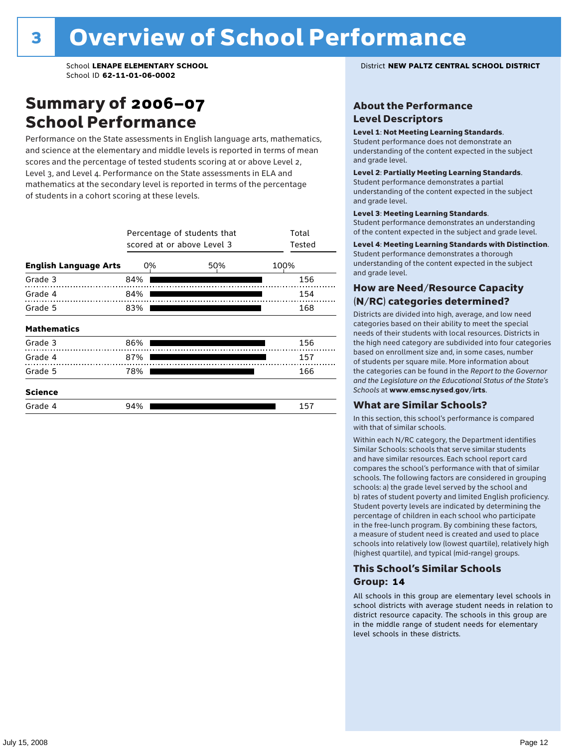# 3 Overview of School Performance

School **LENAPE ELEMENTARY SCHOOL**
School ID **62-11-01-06-0002**

District **NEW PALTZ CENTRAL SCHOOL DISTRICT**

## Summary of 2006–07 School Performance

Performance on the State assessments in English language arts, mathematics, and science at the elementary and middle levels is reported in terms of mean scores and the percentage of tested students scoring at or above Level 2, Level 3, and Level 4. Performance on the State assessments in ELA and mathematics at the secondary level is reported in terms of the percentage of students in a cohort scoring at these levels.

| | Percentage of students that scored at or above Level 3 | Total Tested |
|---|---|---|
| **English Language Arts** | | |
| Grade 3 | 84% | 156 |
| Grade 4 | 84% | 154 |
| Grade 5 | 83% | 168 |
| **Mathematics** | | |
| Grade 3 | 86% | 156 |
| Grade 4 | 87% | 157 |
| Grade 5 | 78% | 166 |
| **Science** | | |
| Grade 4 | 94% | 157 |

### About the Performance Level Descriptors

**Level 1**: **Not Meeting Learning Standards**. Student performance does not demonstrate an understanding of the content expected in the subject and grade level.

**Level 2**: **Partially Meeting Learning Standards**. Student performance demonstrates a partial understanding of the content expected in the subject and grade level.

**Level 3**: **Meeting Learning Standards**. Student performance demonstrates an understanding of the content expected in the subject and grade level.

**Level 4**: **Meeting Learning Standards with Distinction**. Student performance demonstrates a thorough understanding of the content expected in the subject and grade level.

### How are Need/Resource Capacity (N/RC) categories determined?

Districts are divided into high, average, and low need categories based on their ability to meet the special needs of their students with local resources. Districts in the high need category are subdivided into four categories based on enrollment size and, in some cases, number of students per square mile. More information about the categories can be found in the *Report to the Governor and the Legislature on the Educational Status of the State's Schools* at **www.emsc.nysed.gov/irts**.

### What are Similar Schools?

In this section, this school's performance is compared with that of similar schools.

Within each N/RC category, the Department identifies Similar Schools: schools that serve similar students and have similar resources. Each school report card compares the school's performance with that of similar schools. The following factors are considered in grouping schools: a) the grade level served by the school and b) rates of student poverty and limited English proficiency. Student poverty levels are indicated by determining the percentage of children in each school who participate in the free-lunch program. By combining these factors, a measure of student need is created and used to place schools into relatively low (lowest quartile), relatively high (highest quartile), and typical (mid-range) groups.

### This School's Similar Schools Group: 14

All schools in this group are elementary level schools in school districts with average student needs in relation to district resource capacity. The schools in this group are in the middle range of student needs for elementary level schools in these districts.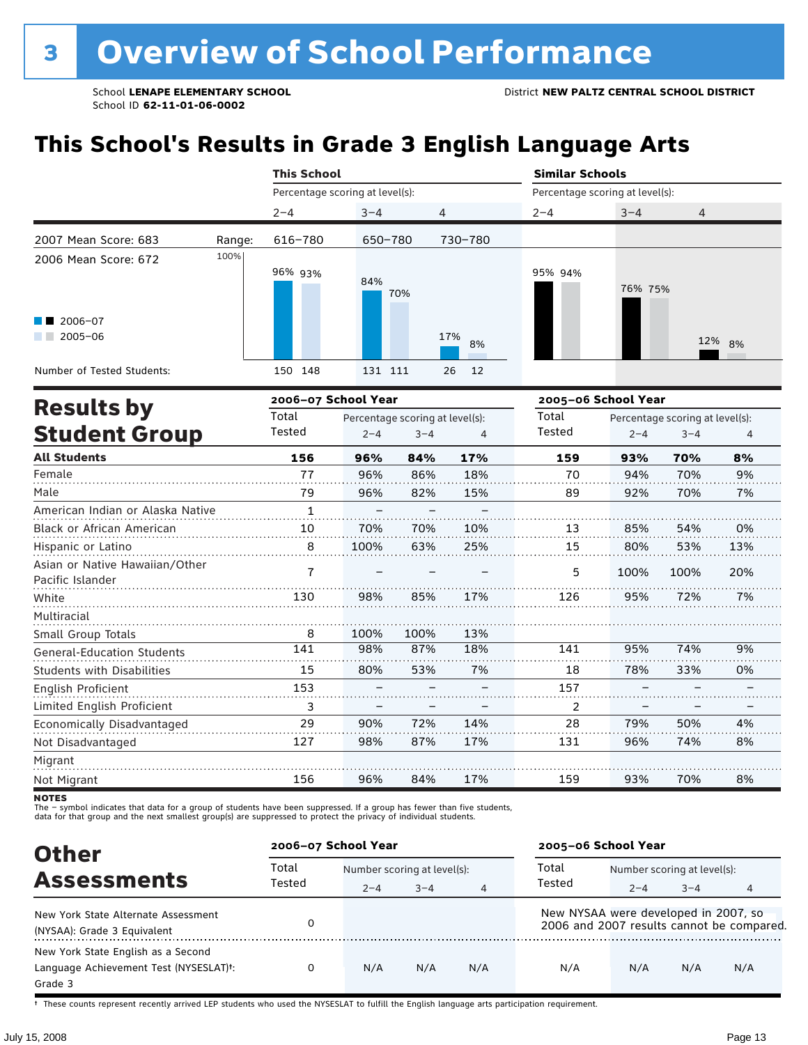# 3 Overview of School Performance

School **LENAPE ELEMENTARY SCHOOL**
School ID **62-11-01-06-0002**

District **NEW PALTZ CENTRAL SCHOOL DISTRICT**

## This School's Results in Grade 3 English Language Arts

| | This School | | | Similar Schools | | |
|---|---|---|---|---|---|---|
| | Percentage scoring at level(s): | | | Percentage scoring at level(s): | | |
| | 2–4 | 3–4 | 4 | 2–4 | 3–4 | 4 |
| 2007 Mean Score: 683 — Range: | 616–780 | 650–780 | 730–780 | | | |
| 2006 Mean Score: 672 | | | | | | |
| 2006–07 | 96% | 84% | 17% | 95% | 76% | 12% |
| 2005–06 | 93% | 70% | 8% | 94% | 75% | 8% |
| Number of Tested Students: 2006–07 | 150 | 131 | 26 | | | |
| Number of Tested Students: 2005–06 | 148 | 111 | 12 | | | |

## Results by Student Group

| | 2006–07 School Year | | | | 2005–06 School Year | | | |
|---|---|---|---|---|---|---|---|---|
| | Total Tested | Percentage scoring at level(s): 2–4 | 3–4 | 4 | Total Tested | Percentage scoring at level(s): 2–4 | 3–4 | 4 |
| **All Students** | **156** | **96%** | **84%** | **17%** | **159** | **93%** | **70%** | **8%** |
| Female | 77 | 96% | 86% | 18% | 70 | 94% | 70% | 9% |
| Male | 79 | 96% | 82% | 15% | 89 | 92% | 70% | 7% |
| American Indian or Alaska Native | 1 | – | – | – | | | | |
| Black or African American | 10 | 70% | 70% | 10% | 13 | 85% | 54% | 0% |
| Hispanic or Latino | 8 | 100% | 63% | 25% | 15 | 80% | 53% | 13% |
| Asian or Native Hawaiian/Other Pacific Islander | 7 | – | – | – | 5 | 100% | 100% | 20% |
| White | 130 | 98% | 85% | 17% | 126 | 95% | 72% | 7% |
| Multiracial | | | | | | | | |
| Small Group Totals | 8 | 100% | 100% | 13% | | | | |
| General-Education Students | 141 | 98% | 87% | 18% | 141 | 95% | 74% | 9% |
| Students with Disabilities | 15 | 80% | 53% | 7% | 18 | 78% | 33% | 0% |
| English Proficient | 153 | – | – | – | 157 | – | – | – |
| Limited English Proficient | 3 | – | – | – | 2 | – | – | – |
| Economically Disadvantaged | 29 | 90% | 72% | 14% | 28 | 79% | 50% | 4% |
| Not Disadvantaged | 127 | 98% | 87% | 17% | 131 | 96% | 74% | 8% |
| Migrant | | | | | | | | |
| Not Migrant | 156 | 96% | 84% | 17% | 159 | 93% | 70% | 8% |

**NOTES**
The – symbol indicates that data for a group of students have been suppressed. If a group has fewer than five students, data for that group and the next smallest group(s) are suppressed to protect the privacy of individual students.

## Other Assessments

| | 2006–07 School Year | | | | 2005–06 School Year | | | |
|---|---|---|---|---|---|---|---|---|
| | Total Tested | Number scoring at level(s): 2–4 | 3–4 | 4 | Total Tested | Number scoring at level(s): 2–4 | 3–4 | 4 |
| New York State Alternate Assessment (NYSAA): Grade 3 Equivalent | 0 | | | | New NYSAA were developed in 2007, so 2006 and 2007 results cannot be compared. | | | |
| New York State English as a Second Language Achievement Test (NYSESLAT)†: Grade 3 | 0 | N/A | N/A | N/A | N/A | N/A | N/A | N/A |

† These counts represent recently arrived LEP students who used the NYSESLAT to fulfill the English language arts participation requirement.

July 15, 2008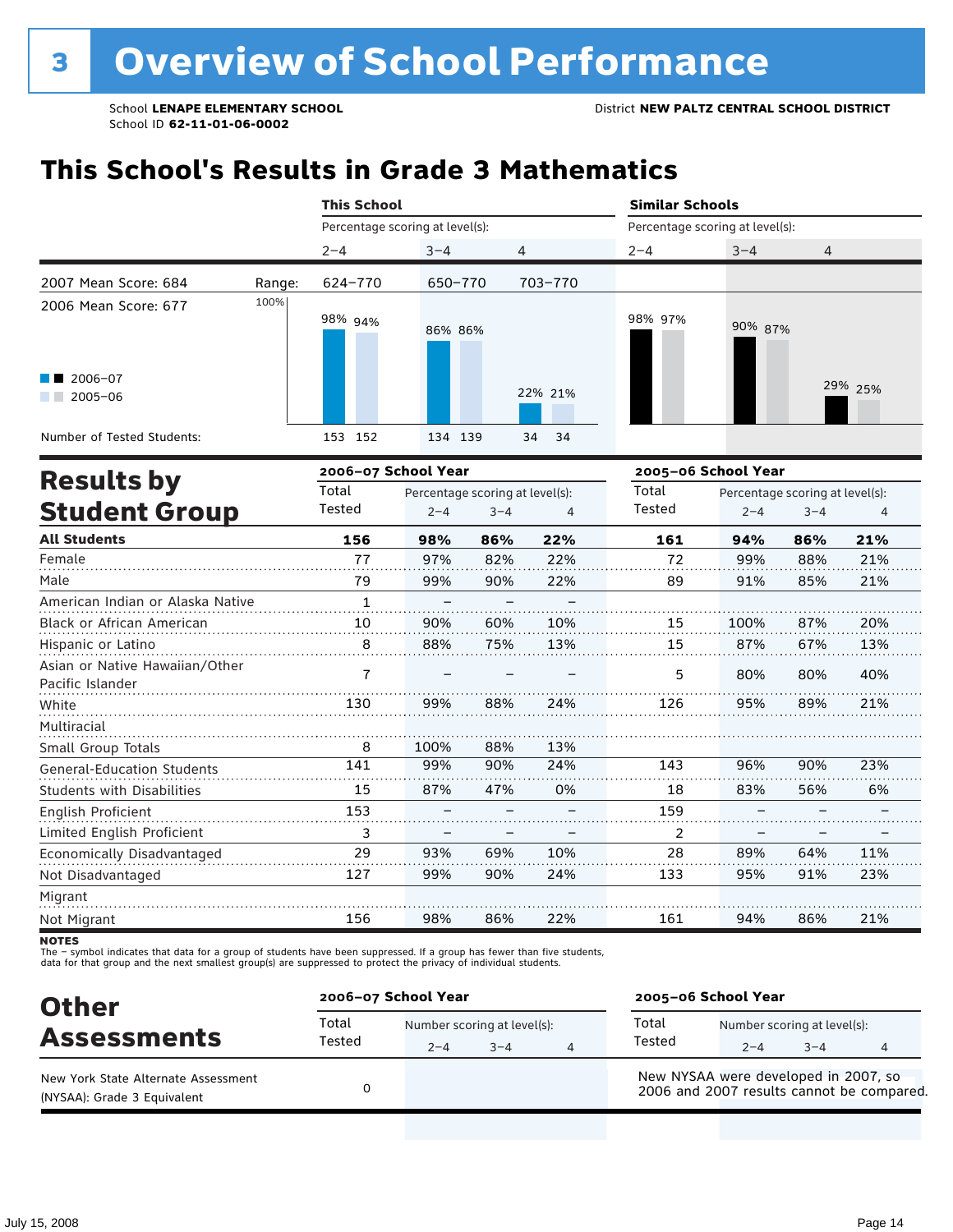# 3 Overview of School Performance

School **LENAPE ELEMENTARY SCHOOL**
School ID **62-11-01-06-0002**

District **NEW PALTZ CENTRAL SCHOOL DISTRICT**

## This School's Results in Grade 3 Mathematics

| | | This School | | | Similar Schools | | |
|---|---|---|---|---|---|---|---|
| | | Percentage scoring at level(s): | | | Percentage scoring at level(s): | | |
| | | 2–4 | 3–4 | 4 | 2–4 | 3–4 | 4 |
| 2007 Mean Score: 684 | Range: | 624–770 | 650–770 | 703–770 | | | |
| 2006 Mean Score: 677 | | | | | | | |
| 2006–07 | | 98% | 86% | 22% | 98% | 90% | 29% |
| 2005–06 | | 94% | 86% | 21% | 97% | 87% | 25% |
| Number of Tested Students: | | 153 152 | 134 139 | 34 34 | | | |

## Results by Student Group

| | 2006–07 Total Tested | 2006–07 2–4 | 2006–07 3–4 | 2006–07 4 | 2005–06 Total Tested | 2005–06 2–4 | 2005–06 3–4 | 2005–06 4 |
|---|---|---|---|---|---|---|---|---|
| **All Students** | **156** | **98%** | **86%** | **22%** | **161** | **94%** | **86%** | **21%** |
| Female | 77 | 97% | 82% | 22% | 72 | 99% | 88% | 21% |
| Male | 79 | 99% | 90% | 22% | 89 | 91% | 85% | 21% |
| American Indian or Alaska Native | 1 | – | – | – | | | | |
| Black or African American | 10 | 90% | 60% | 10% | 15 | 100% | 87% | 20% |
| Hispanic or Latino | 8 | 88% | 75% | 13% | 15 | 87% | 67% | 13% |
| Asian or Native Hawaiian/Other Pacific Islander | 7 | – | – | – | 5 | 80% | 80% | 40% |
| White | 130 | 99% | 88% | 24% | 126 | 95% | 89% | 21% |
| Multiracial | | | | | | | | |
| Small Group Totals | 8 | 100% | 88% | 13% | | | | |
| General-Education Students | 141 | 99% | 90% | 24% | 143 | 96% | 90% | 23% |
| Students with Disabilities | 15 | 87% | 47% | 0% | 18 | 83% | 56% | 6% |
| English Proficient | 153 | – | – | – | 159 | – | – | – |
| Limited English Proficient | 3 | – | – | – | 2 | – | – | – |
| Economically Disadvantaged | 29 | 93% | 69% | 10% | 28 | 89% | 64% | 11% |
| Not Disadvantaged | 127 | 99% | 90% | 24% | 133 | 95% | 91% | 23% |
| Migrant | | | | | | | | |
| Not Migrant | 156 | 98% | 86% | 22% | 161 | 94% | 86% | 21% |

**NOTES**
The – symbol indicates that data for a group of students have been suppressed. If a group has fewer than five students, data for that group and the next smallest group(s) are suppressed to protect the privacy of individual students.

## Other Assessments

| | 2006–07 Total Tested | 2006–07 Number scoring at level(s): 2–4 | 3–4 | 4 | 2005–06 Total Tested | 2005–06 Number scoring at level(s): 2–4 | 3–4 | 4 |
|---|---|---|---|---|---|---|---|---|
| New York State Alternate Assessment (NYSAA): Grade 3 Equivalent | 0 | | | | New NYSAA were developed in 2007, so 2006 and 2007 results cannot be compared. | | | |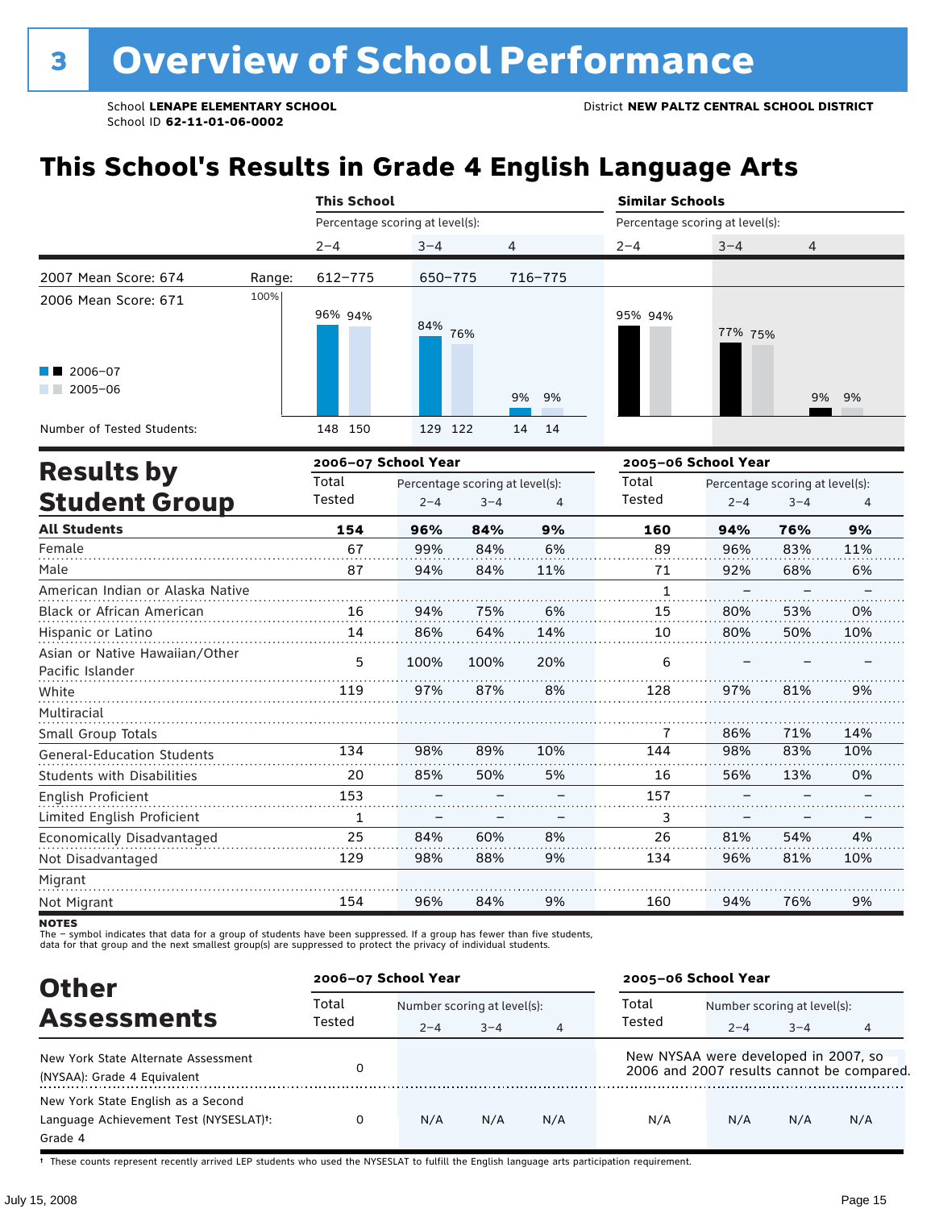# 3 Overview of School Performance

School **LENAPE ELEMENTARY SCHOOL**
School ID **62-11-01-06-0002**

District **NEW PALTZ CENTRAL SCHOOL DISTRICT**

## This School's Results in Grade 4 English Language Arts

| | | This School | | | Similar Schools | | |
|---|---|---|---|---|---|---|---|
| | | Percentage scoring at level(s): | | | Percentage scoring at level(s): | | |
| | | 2–4 | 3–4 | 4 | 2–4 | 3–4 | 4 |
| 2007 Mean Score: 674 | Range: | 612–775 | 650–775 | 716–775 | | | |
| 2006 Mean Score: 671 | 2006–07 | 96% | 84% | 9% | 95% | 77% | 9% |
| | 2005–06 | 94% | 76% | 9% | 94% | 75% | 9% |
| Number of Tested Students: | 2006–07 | 148 | 129 | 14 | | | |
| | 2005–06 | 150 | 122 | 14 | | | |

## Results by Student Group

| | 2006–07 School Year | | | | 2005–06 School Year | | | |
|---|---|---|---|---|---|---|---|---|
| | Total Tested | Percentage scoring at level(s): 2–4 | 3–4 | 4 | Total Tested | Percentage scoring at level(s): 2–4 | 3–4 | 4 |
| **All Students** | **154** | **96%** | **84%** | **9%** | **160** | **94%** | **76%** | **9%** |
| Female | 67 | 99% | 84% | 6% | 89 | 96% | 83% | 11% |
| Male | 87 | 94% | 84% | 11% | 71 | 92% | 68% | 6% |
| American Indian or Alaska Native | | | | | 1 | – | – | – |
| Black or African American | 16 | 94% | 75% | 6% | 15 | 80% | 53% | 0% |
| Hispanic or Latino | 14 | 86% | 64% | 14% | 10 | 80% | 50% | 10% |
| Asian or Native Hawaiian/Other Pacific Islander | 5 | 100% | 100% | 20% | 6 | – | – | – |
| White | 119 | 97% | 87% | 8% | 128 | 97% | 81% | 9% |
| Multiracial | | | | | | | | |
| Small Group Totals | | | | | 7 | 86% | 71% | 14% |
| General-Education Students | 134 | 98% | 89% | 10% | 144 | 98% | 83% | 10% |
| Students with Disabilities | 20 | 85% | 50% | 5% | 16 | 56% | 13% | 0% |
| English Proficient | 153 | – | – | – | 157 | – | – | – |
| Limited English Proficient | 1 | – | – | – | 3 | – | – | – |
| Economically Disadvantaged | 25 | 84% | 60% | 8% | 26 | 81% | 54% | 4% |
| Not Disadvantaged | 129 | 98% | 88% | 9% | 134 | 96% | 81% | 10% |
| Migrant | | | | | | | | |
| Not Migrant | 154 | 96% | 84% | 9% | 160 | 94% | 76% | 9% |

**NOTES**
The – symbol indicates that data for a group of students have been suppressed. If a group has fewer than five students, data for that group and the next smallest group(s) are suppressed to protect the privacy of individual students.

## Other Assessments

| | 2006–07 School Year | | | | 2005–06 School Year | | | |
|---|---|---|---|---|---|---|---|---|
| | Total Tested | Number scoring at level(s): 2–4 | 3–4 | 4 | Total Tested | Number scoring at level(s): 2–4 | 3–4 | 4 |
| New York State Alternate Assessment (NYSAA): Grade 4 Equivalent | 0 | | | | New NYSAA were developed in 2007, so 2006 and 2007 results cannot be compared. | | | |
| New York State English as a Second Language Achievement Test (NYSESLAT)†: Grade 4 | 0 | N/A | N/A | N/A | N/A | N/A | N/A | N/A |

† These counts represent recently arrived LEP students who used the NYSESLAT to fulfill the English language arts participation requirement.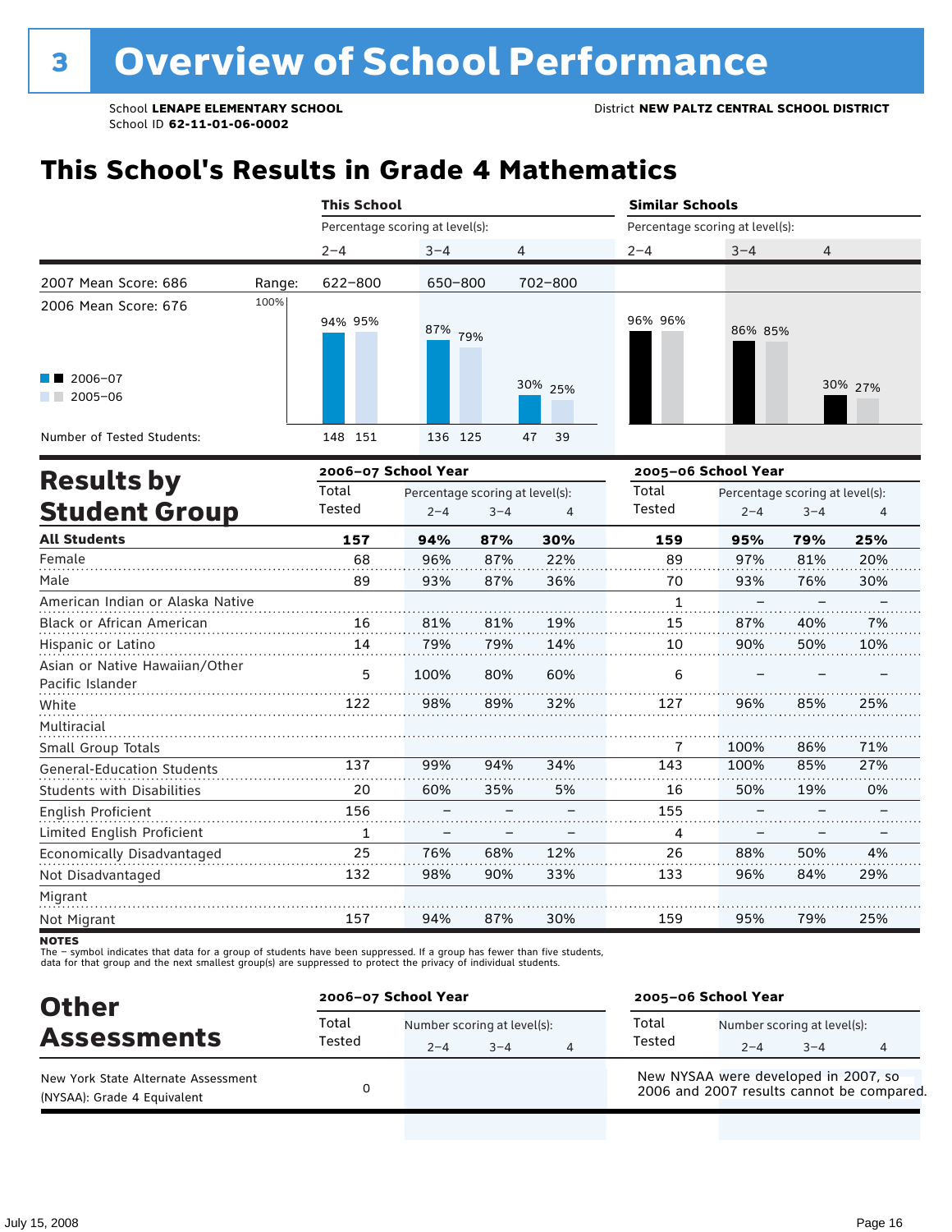# 3 Overview of School Performance

School **LENAPE ELEMENTARY SCHOOL**
School ID **62-11-01-06-0002**

District **NEW PALTZ CENTRAL SCHOOL DISTRICT**

## This School's Results in Grade 4 Mathematics

| | | This School | | | Similar Schools | | |
|---|---|---|---|---|---|---|---|
| | | Percentage scoring at level(s): | | | Percentage scoring at level(s): | | |
| | | 2–4 | 3–4 | 4 | 2–4 | 3–4 | 4 |
| 2007 Mean Score: 686 | Range: | 622–800 | 650–800 | 702–800 | | | |
| 2006 Mean Score: 676 | | | | | | | |
| 2006–07 | | 94% | 87% | 30% | 96% | 86% | 30% |
| 2005–06 | | 95% | 79% | 25% | 96% | 85% | 27% |
| Number of Tested Students: | | 148 151 | 136 125 | 47 39 | | | |

## Results by Student Group

| | 2006–07 School Year | | | | 2005–06 School Year | | | |
|---|---|---|---|---|---|---|---|---|
| | Total Tested | Percentage scoring at level(s): 2–4 | 3–4 | 4 | Total Tested | Percentage scoring at level(s): 2–4 | 3–4 | 4 |
| **All Students** | **157** | **94%** | **87%** | **30%** | **159** | **95%** | **79%** | **25%** |
| Female | 68 | 96% | 87% | 22% | 89 | 97% | 81% | 20% |
| Male | 89 | 93% | 87% | 36% | 70 | 93% | 76% | 30% |
| American Indian or Alaska Native | | | | | 1 | – | – | – |
| Black or African American | 16 | 81% | 81% | 19% | 15 | 87% | 40% | 7% |
| Hispanic or Latino | 14 | 79% | 79% | 14% | 10 | 90% | 50% | 10% |
| Asian or Native Hawaiian/Other Pacific Islander | 5 | 100% | 80% | 60% | 6 | – | – | – |
| White | 122 | 98% | 89% | 32% | 127 | 96% | 85% | 25% |
| Multiracial | | | | | | | | |
| Small Group Totals | | | | | 7 | 100% | 86% | 71% |
| General-Education Students | 137 | 99% | 94% | 34% | 143 | 100% | 85% | 27% |
| Students with Disabilities | 20 | 60% | 35% | 5% | 16 | 50% | 19% | 0% |
| English Proficient | 156 | – | – | – | 155 | – | – | – |
| Limited English Proficient | 1 | – | – | – | 4 | – | – | – |
| Economically Disadvantaged | 25 | 76% | 68% | 12% | 26 | 88% | 50% | 4% |
| Not Disadvantaged | 132 | 98% | 90% | 33% | 133 | 96% | 84% | 29% |
| Migrant | | | | | | | | |
| Not Migrant | 157 | 94% | 87% | 30% | 159 | 95% | 79% | 25% |

**NOTES**
The – symbol indicates that data for a group of students have been suppressed. If a group has fewer than five students, data for that group and the next smallest group(s) are suppressed to protect the privacy of individual students.

## Other Assessments

| | 2006–07 School Year | | | | 2005–06 School Year | | | |
|---|---|---|---|---|---|---|---|---|
| | Total Tested | Number scoring at level(s): 2–4 | 3–4 | 4 | Total Tested | Number scoring at level(s): 2–4 | 3–4 | 4 |
| New York State Alternate Assessment (NYSAA): Grade 4 Equivalent | 0 | | | | New NYSAA were developed in 2007, so 2006 and 2007 results cannot be compared. | | | |

July 15, 2008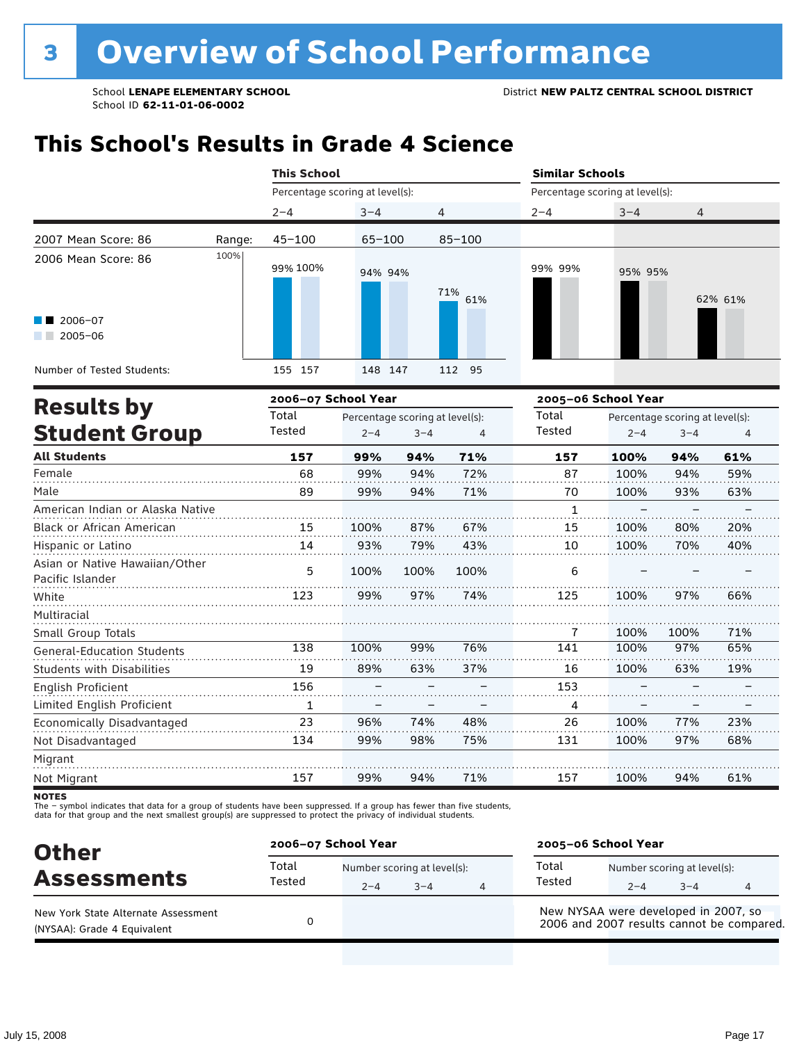# 3 Overview of School Performance

School **LENAPE ELEMENTARY SCHOOL**
School ID **62-11-01-06-0002**

District **NEW PALTZ CENTRAL SCHOOL DISTRICT**

## This School's Results in Grade 4 Science

| | | This School | | | Similar Schools | | |
|---|---|---|---|---|---|---|---|
| | | Percentage scoring at level(s): | | | Percentage scoring at level(s): | | |
| | | 2–4 | 3–4 | 4 | 2–4 | 3–4 | 4 |
| 2007 Mean Score: 86 | Range: | 45–100 | 65–100 | 85–100 | | | |
| 2006 Mean Score: 86 | 2006–07 | 99% | 94% | 71% | 99% | 95% | 62% |
| | 2005–06 | 100% | 94% | 61% | 99% | 95% | 61% |
| Number of Tested Students: | 2006–07 | 155 | 148 | 112 | | | |
| | 2005–06 | 157 | 147 | 95 | | | |

## Results by Student Group

| | 2006–07 School Year | | | | 2005–06 School Year | | | |
|---|---|---|---|---|---|---|---|---|
| | Total Tested | Percentage scoring at level(s): 2–4 | 3–4 | 4 | Total Tested | Percentage scoring at level(s): 2–4 | 3–4 | 4 |
| **All Students** | **157** | **99%** | **94%** | **71%** | **157** | **100%** | **94%** | **61%** |
| Female | 68 | 99% | 94% | 72% | 87 | 100% | 94% | 59% |
| Male | 89 | 99% | 94% | 71% | 70 | 100% | 93% | 63% |
| American Indian or Alaska Native | | | | | 1 | – | – | – |
| Black or African American | 15 | 100% | 87% | 67% | 15 | 100% | 80% | 20% |
| Hispanic or Latino | 14 | 93% | 79% | 43% | 10 | 100% | 70% | 40% |
| Asian or Native Hawaiian/Other Pacific Islander | 5 | 100% | 100% | 100% | 6 | – | – | – |
| White | 123 | 99% | 97% | 74% | 125 | 100% | 97% | 66% |
| Multiracial | | | | | | | | |
| Small Group Totals | | | | | 7 | 100% | 100% | 71% |
| General-Education Students | 138 | 100% | 99% | 76% | 141 | 100% | 97% | 65% |
| Students with Disabilities | 19 | 89% | 63% | 37% | 16 | 100% | 63% | 19% |
| English Proficient | 156 | – | – | – | 153 | – | – | – |
| Limited English Proficient | 1 | – | – | – | 4 | – | – | – |
| Economically Disadvantaged | 23 | 96% | 74% | 48% | 26 | 100% | 77% | 23% |
| Not Disadvantaged | 134 | 99% | 98% | 75% | 131 | 100% | 97% | 68% |
| Migrant | | | | | | | | |
| Not Migrant | 157 | 99% | 94% | 71% | 157 | 100% | 94% | 61% |

**NOTES**
The – symbol indicates that data for a group of students have been suppressed. If a group has fewer than five students, data for that group and the next smallest group(s) are suppressed to protect the privacy of individual students.

## Other Assessments

| | 2006–07 School Year | | | | 2005–06 School Year | | | |
|---|---|---|---|---|---|---|---|---|
| | Total Tested | Number scoring at level(s): 2–4 | 3–4 | 4 | Total Tested | Number scoring at level(s): 2–4 | 3–4 | 4 |
| New York State Alternate Assessment (NYSAA): Grade 4 Equivalent | 0 | | | | New NYSAA were developed in 2007, so 2006 and 2007 results cannot be compared. | | | |

July 15, 2008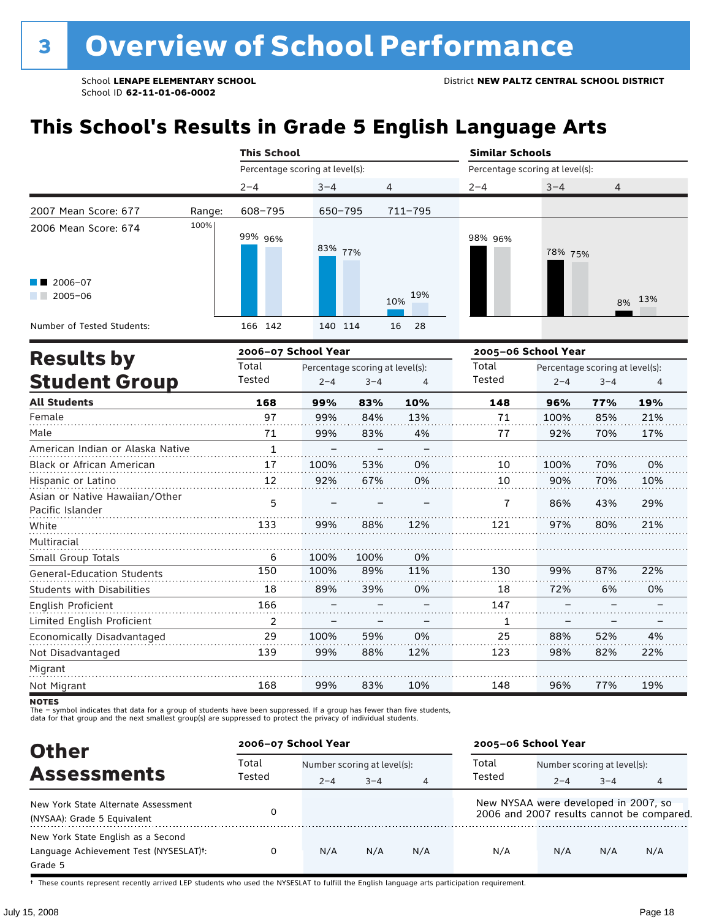# 3 Overview of School Performance

School **LENAPE ELEMENTARY SCHOOL** District **NEW PALTZ CENTRAL SCHOOL DISTRICT**
School ID **62-11-01-06-0002**

## This School's Results in Grade 5 English Language Arts

| | | This School | | | Similar Schools | | |
|---|---|---|---|---|---|---|---|
| | | Percentage scoring at level(s): | | | Percentage scoring at level(s): | | |
| | | 2–4 | 3–4 | 4 | 2–4 | 3–4 | 4 |
| 2007 Mean Score: 677 | Range: | 608–795 | 650–795 | 711–795 | | | |
| 2006 Mean Score: 674 | | | | | | | |
| 2006–07 | | 99% | 83% | 10% | 98% | 78% | 8% |
| 2005–06 | | 96% | 77% | 19% | 96% | 75% | 13% |
| Number of Tested Students: 2006–07 | | 166 | 140 | 16 | | | |
| Number of Tested Students: 2005–06 | | 142 | 114 | 28 | | | |

## Results by Student Group

| | 2006–07 School Year | | | | 2005–06 School Year | | | |
|---|---|---|---|---|---|---|---|---|
| | Total Tested | Percentage scoring at level(s): 2–4 | 3–4 | 4 | Total Tested | Percentage scoring at level(s): 2–4 | 3–4 | 4 |
| **All Students** | **168** | **99%** | **83%** | **10%** | **148** | **96%** | **77%** | **19%** |
| Female | 97 | 99% | 84% | 13% | 71 | 100% | 85% | 21% |
| Male | 71 | 99% | 83% | 4% | 77 | 92% | 70% | 17% |
| American Indian or Alaska Native | 1 | – | – | – | | | | |
| Black or African American | 17 | 100% | 53% | 0% | 10 | 100% | 70% | 0% |
| Hispanic or Latino | 12 | 92% | 67% | 0% | 10 | 90% | 70% | 10% |
| Asian or Native Hawaiian/Other Pacific Islander | 5 | – | – | – | 7 | 86% | 43% | 29% |
| White | 133 | 99% | 88% | 12% | 121 | 97% | 80% | 21% |
| Multiracial | | | | | | | | |
| Small Group Totals | 6 | 100% | 100% | 0% | | | | |
| General-Education Students | 150 | 100% | 89% | 11% | 130 | 99% | 87% | 22% |
| Students with Disabilities | 18 | 89% | 39% | 0% | 18 | 72% | 6% | 0% |
| English Proficient | 166 | – | – | – | 147 | – | – | – |
| Limited English Proficient | 2 | – | – | – | 1 | – | – | – |
| Economically Disadvantaged | 29 | 100% | 59% | 0% | 25 | 88% | 52% | 4% |
| Not Disadvantaged | 139 | 99% | 88% | 12% | 123 | 98% | 82% | 22% |
| Migrant | | | | | | | | |
| Not Migrant | 168 | 99% | 83% | 10% | 148 | 96% | 77% | 19% |

**NOTES**
The – symbol indicates that data for a group of students have been suppressed. If a group has fewer than five students, data for that group and the next smallest group(s) are suppressed to protect the privacy of individual students.

## Other Assessments

| | 2006–07 School Year | | | | 2005–06 School Year | | | |
|---|---|---|---|---|---|---|---|---|
| | Total Tested | Number scoring at level(s): 2–4 | 3–4 | 4 | Total Tested | Number scoring at level(s): 2–4 | 3–4 | 4 |
| New York State Alternate Assessment (NYSAA): Grade 5 Equivalent | 0 | | | | New NYSAA were developed in 2007, so 2006 and 2007 results cannot be compared. | | | |
| New York State English as a Second Language Achievement Test (NYSESLAT)†: Grade 5 | 0 | N/A | N/A | N/A | N/A | N/A | N/A | N/A |

† These counts represent recently arrived LEP students who used the NYSESLAT to fulfill the English language arts participation requirement.

July 15, 2008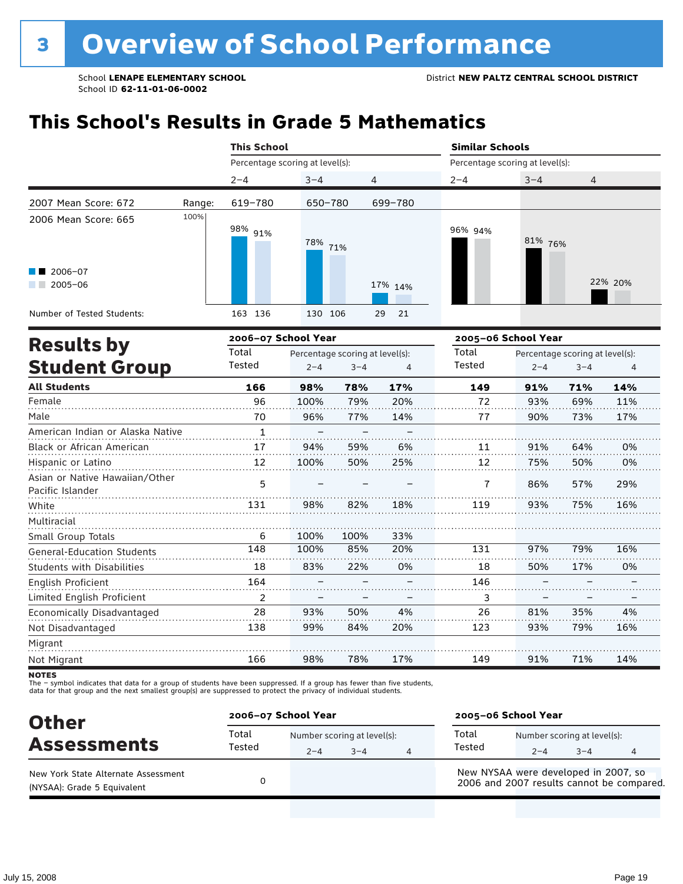# 3 Overview of School Performance

School **LENAPE ELEMENTARY SCHOOL**
School ID **62-11-01-06-0002**

District **NEW PALTZ CENTRAL SCHOOL DISTRICT**

## This School's Results in Grade 5 Mathematics

This School — Percentage scoring at level(s): 2–4, 3–4, 4

Similar Schools — Percentage scoring at level(s): 2–4, 3–4, 4

2007 Mean Score: 672 — Range: 619–780, 650–780, 699–780

2006 Mean Score: 665

100%

98% 91%
78% 71%
17% 14%

96% 94%
81% 76%
22% 20%

2006–07
2005–06

Number of Tested Students: 163 136 | 130 106 | 29 21

## Results by Student Group

| | 2006–07 School Year | | | | 2005–06 School Year | | | |
|---|---|---|---|---|---|---|---|---|
| | Total Tested | Percentage scoring at level(s): 2–4 | 3–4 | 4 | Total Tested | Percentage scoring at level(s): 2–4 | 3–4 | 4 |
| **All Students** | **166** | **98%** | **78%** | **17%** | **149** | **91%** | **71%** | **14%** |
| Female | 96 | 100% | 79% | 20% | 72 | 93% | 69% | 11% |
| Male | 70 | 96% | 77% | 14% | 77 | 90% | 73% | 17% |
| American Indian or Alaska Native | 1 | – | – | – | | | | |
| Black or African American | 17 | 94% | 59% | 6% | 11 | 91% | 64% | 0% |
| Hispanic or Latino | 12 | 100% | 50% | 25% | 12 | 75% | 50% | 0% |
| Asian or Native Hawaiian/Other Pacific Islander | 5 | – | – | – | 7 | 86% | 57% | 29% |
| White | 131 | 98% | 82% | 18% | 119 | 93% | 75% | 16% |
| Multiracial | | | | | | | | |
| Small Group Totals | 6 | 100% | 100% | 33% | | | | |
| General-Education Students | 148 | 100% | 85% | 20% | 131 | 97% | 79% | 16% |
| Students with Disabilities | 18 | 83% | 22% | 0% | 18 | 50% | 17% | 0% |
| English Proficient | 164 | – | – | – | 146 | – | – | – |
| Limited English Proficient | 2 | – | – | – | 3 | – | – | – |
| Economically Disadvantaged | 28 | 93% | 50% | 4% | 26 | 81% | 35% | 4% |
| Not Disadvantaged | 138 | 99% | 84% | 20% | 123 | 93% | 79% | 16% |
| Migrant | | | | | | | | |
| Not Migrant | 166 | 98% | 78% | 17% | 149 | 91% | 71% | 14% |

**NOTES**
The – symbol indicates that data for a group of students have been suppressed. If a group has fewer than five students, data for that group and the next smallest group(s) are suppressed to protect the privacy of individual students.

## Other Assessments

| | 2006–07 School Year | | | | 2005–06 School Year | | | |
|---|---|---|---|---|---|---|---|---|
| | Total Tested | Number scoring at level(s): 2–4 | 3–4 | 4 | Total Tested | Number scoring at level(s): 2–4 | 3–4 | 4 |
| New York State Alternate Assessment (NYSAA): Grade 5 Equivalent | 0 | | | | New NYSAA were developed in 2007, so 2006 and 2007 results cannot be compared. | | | |

July 15, 2008